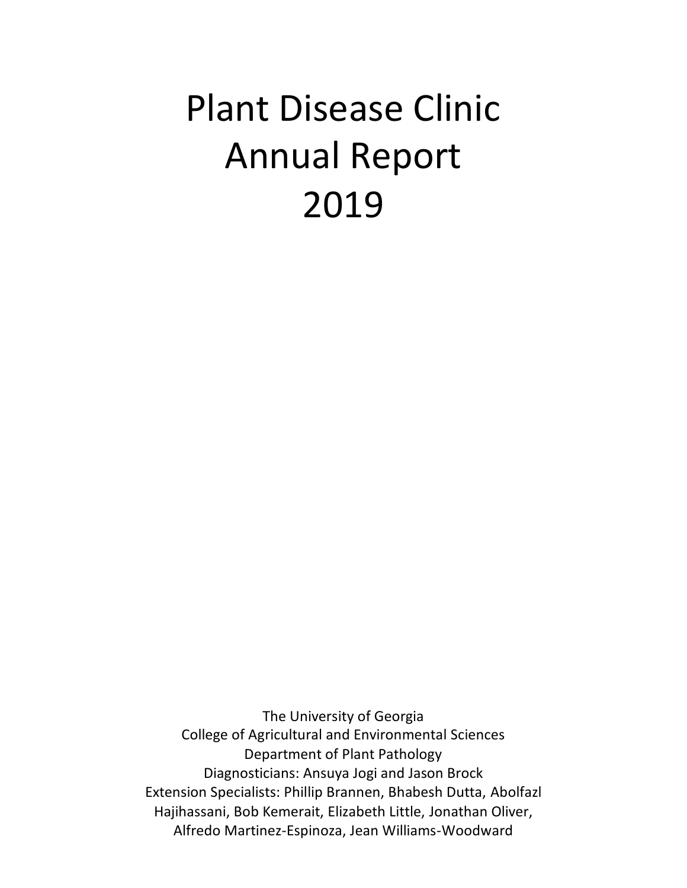# Plant Disease Clinic Annual Report 2019

The University of Georgia
College of Agricultural and Environmental Sciences
Department of Plant Pathology
Diagnosticians: Ansuya Jogi and Jason Brock
Extension Specialists: Phillip Brannen, Bhabesh Dutta, Abolfazl Hajihassani, Bob Kemerait, Elizabeth Little, Jonathan Oliver, Alfredo Martinez-Espinoza, Jean Williams-Woodward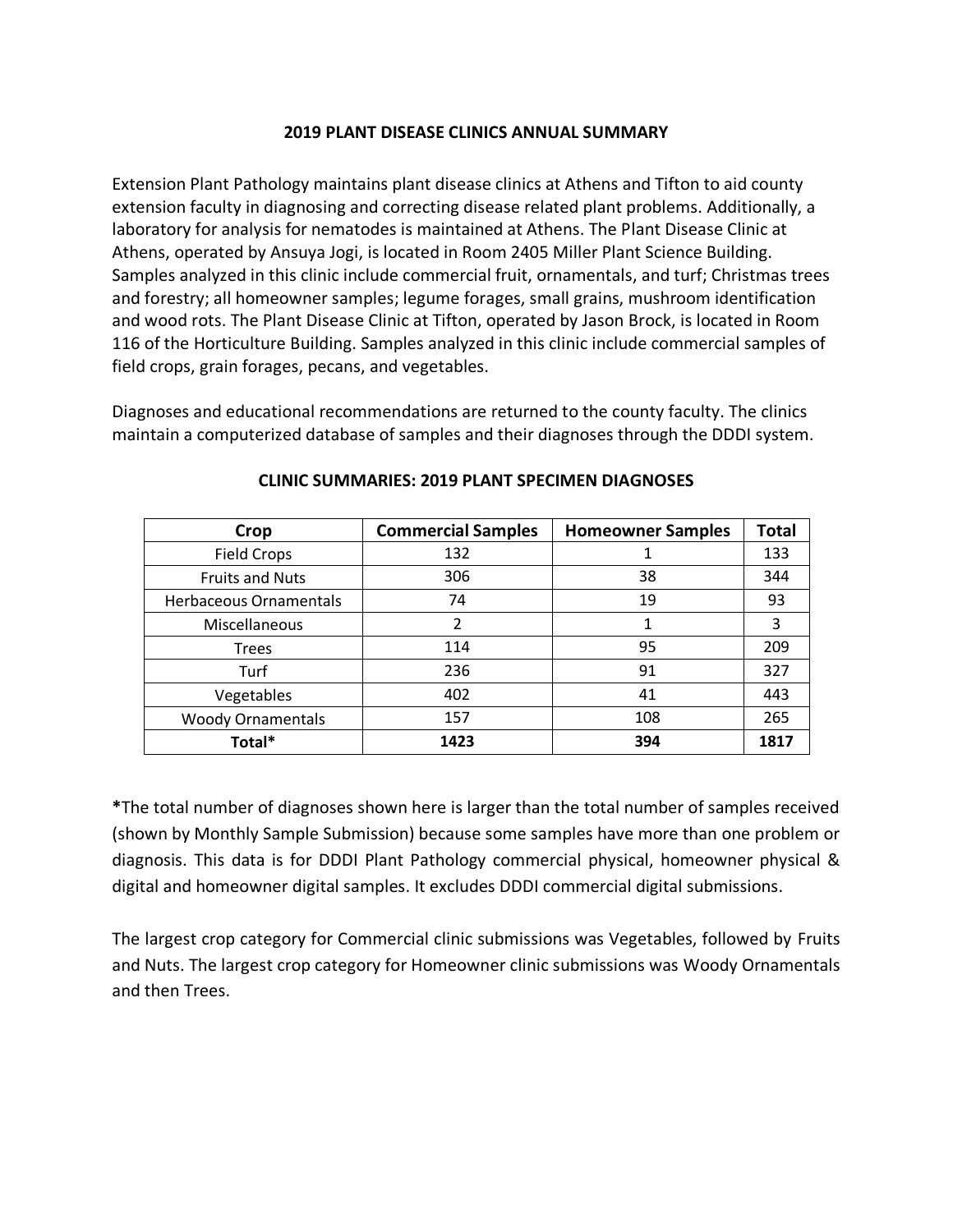# 2019 PLANT DISEASE CLINICS ANNUAL SUMMARY

Extension Plant Pathology maintains plant disease clinics at Athens and Tifton to aid county extension faculty in diagnosing and correcting disease related plant problems. Additionally, a laboratory for analysis for nematodes is maintained at Athens. The Plant Disease Clinic at Athens, operated by Ansuya Jogi, is located in Room 2405 Miller Plant Science Building. Samples analyzed in this clinic include commercial fruit, ornamentals, and turf; Christmas trees and forestry; all homeowner samples; legume forages, small grains, mushroom identification and wood rots. The Plant Disease Clinic at Tifton, operated by Jason Brock, is located in Room 116 of the Horticulture Building. Samples analyzed in this clinic include commercial samples of field crops, grain forages, pecans, and vegetables.

Diagnoses and educational recommendations are returned to the county faculty. The clinics maintain a computerized database of samples and their diagnoses through the DDDI system.

## CLINIC SUMMARIES: 2019 PLANT SPECIMEN DIAGNOSES

| Crop | Commercial Samples | Homeowner Samples | Total |
|---|---|---|---|
| Field Crops | 132 | 1 | 133 |
| Fruits and Nuts | 306 | 38 | 344 |
| Herbaceous Ornamentals | 74 | 19 | 93 |
| Miscellaneous | 2 | 1 | 3 |
| Trees | 114 | 95 | 209 |
| Turf | 236 | 91 | 327 |
| Vegetables | 402 | 41 | 443 |
| Woody Ornamentals | 157 | 108 | 265 |
| **Total*** | **1423** | **394** | **1817** |

***The total number of diagnoses shown here is larger than the total number of samples received (shown by Monthly Sample Submission) because some samples have more than one problem or diagnosis. This data is for DDDI Plant Pathology commercial physical, homeowner physical & digital and homeowner digital samples. It excludes DDDI commercial digital submissions.

The largest crop category for Commercial clinic submissions was Vegetables, followed by Fruits and Nuts. The largest crop category for Homeowner clinic submissions was Woody Ornamentals and then Trees.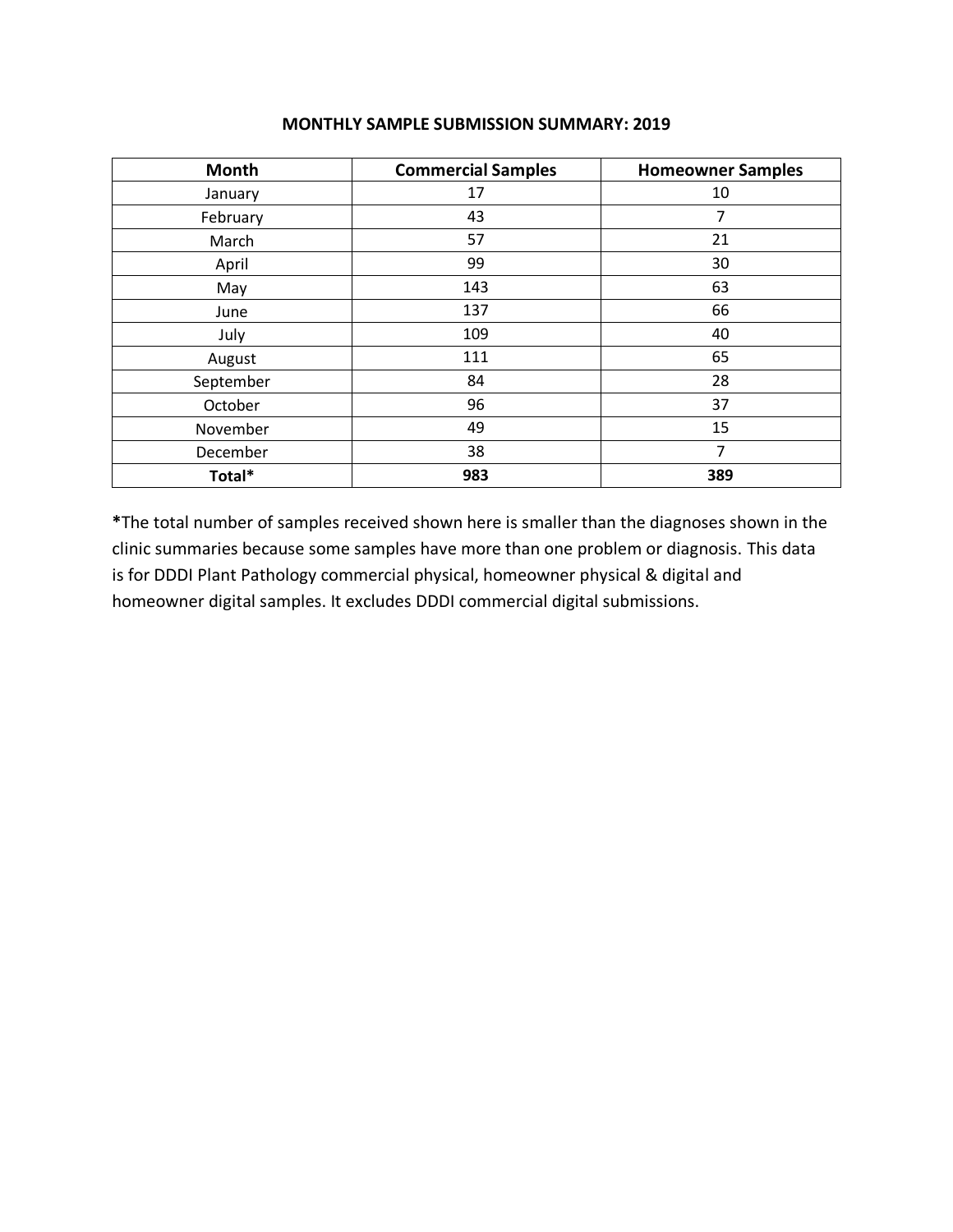## MONTHLY SAMPLE SUBMISSION SUMMARY: 2019

| Month | Commercial Samples | Homeowner Samples |
|---|---|---|
| January | 17 | 10 |
| February | 43 | 7 |
| March | 57 | 21 |
| April | 99 | 30 |
| May | 143 | 63 |
| June | 137 | 66 |
| July | 109 | 40 |
| August | 111 | 65 |
| September | 84 | 28 |
| October | 96 | 37 |
| November | 49 | 15 |
| December | 38 | 7 |
| **Total*** | **983** | **389** |

**\***The total number of samples received shown here is smaller than the diagnoses shown in the clinic summaries because some samples have more than one problem or diagnosis. This data is for DDDI Plant Pathology commercial physical, homeowner physical & digital and homeowner digital samples. It excludes DDDI commercial digital submissions.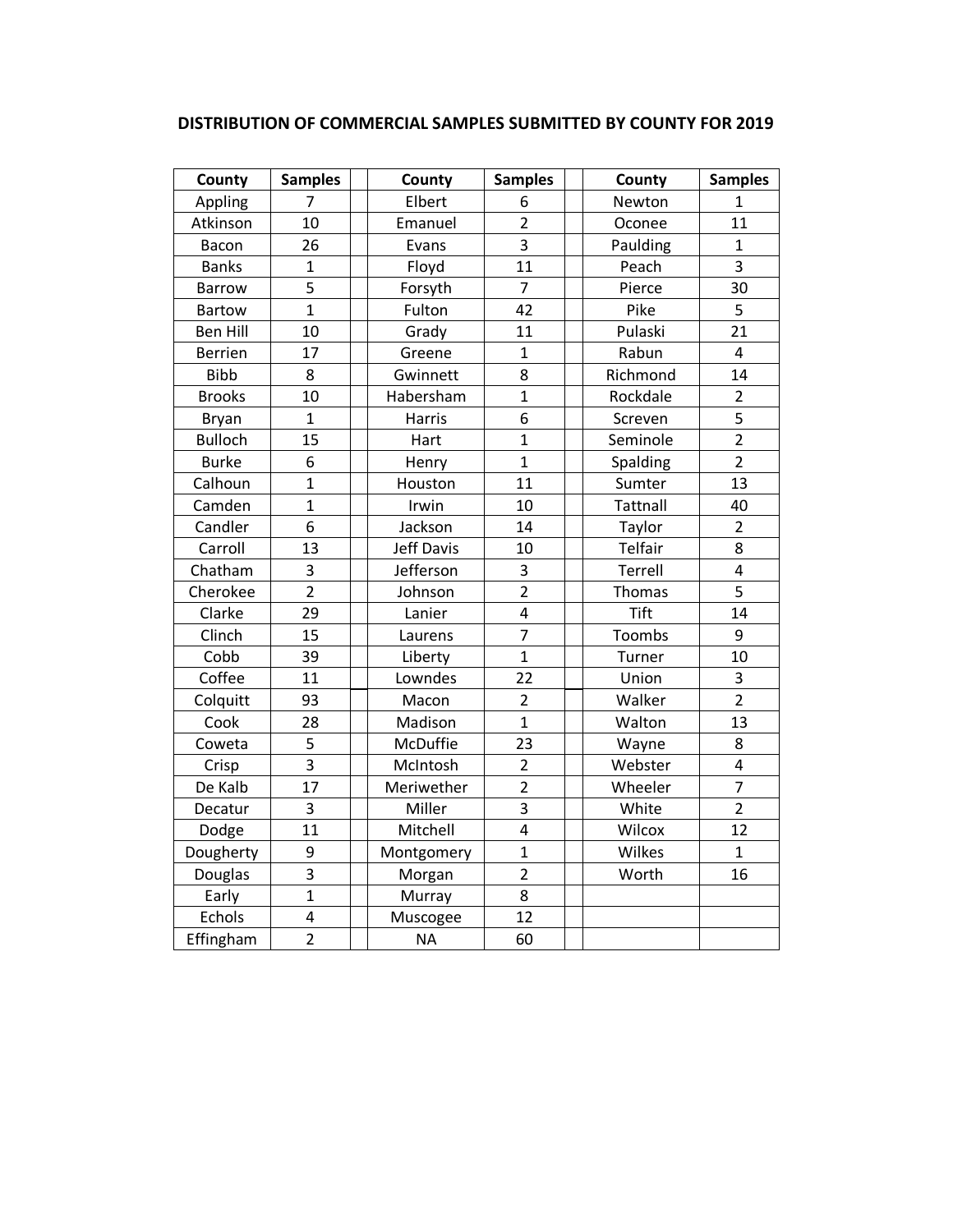## DISTRIBUTION OF COMMERCIAL SAMPLES SUBMITTED BY COUNTY FOR 2019

| County | Samples | | County | Samples | | County | Samples |
|---|---|---|---|---|---|---|---|
| Appling | 7 | | Elbert | 6 | | Newton | 1 |
| Atkinson | 10 | | Emanuel | 2 | | Oconee | 11 |
| Bacon | 26 | | Evans | 3 | | Paulding | 1 |
| Banks | 1 | | Floyd | 11 | | Peach | 3 |
| Barrow | 5 | | Forsyth | 7 | | Pierce | 30 |
| Bartow | 1 | | Fulton | 42 | | Pike | 5 |
| Ben Hill | 10 | | Grady | 11 | | Pulaski | 21 |
| Berrien | 17 | | Greene | 1 | | Rabun | 4 |
| Bibb | 8 | | Gwinnett | 8 | | Richmond | 14 |
| Brooks | 10 | | Habersham | 1 | | Rockdale | 2 |
| Bryan | 1 | | Harris | 6 | | Screven | 5 |
| Bulloch | 15 | | Hart | 1 | | Seminole | 2 |
| Burke | 6 | | Henry | 1 | | Spalding | 2 |
| Calhoun | 1 | | Houston | 11 | | Sumter | 13 |
| Camden | 1 | | Irwin | 10 | | Tattnall | 40 |
| Candler | 6 | | Jackson | 14 | | Taylor | 2 |
| Carroll | 13 | | Jeff Davis | 10 | | Telfair | 8 |
| Chatham | 3 | | Jefferson | 3 | | Terrell | 4 |
| Cherokee | 2 | | Johnson | 2 | | Thomas | 5 |
| Clarke | 29 | | Lanier | 4 | | Tift | 14 |
| Clinch | 15 | | Laurens | 7 | | Toombs | 9 |
| Cobb | 39 | | Liberty | 1 | | Turner | 10 |
| Coffee | 11 | | Lowndes | 22 | | Union | 3 |
| Colquitt | 93 | | Macon | 2 | | Walker | 2 |
| Cook | 28 | | Madison | 1 | | Walton | 13 |
| Coweta | 5 | | McDuffie | 23 | | Wayne | 8 |
| Crisp | 3 | | McIntosh | 2 | | Webster | 4 |
| De Kalb | 17 | | Meriwether | 2 | | Wheeler | 7 |
| Decatur | 3 | | Miller | 3 | | White | 2 |
| Dodge | 11 | | Mitchell | 4 | | Wilcox | 12 |
| Dougherty | 9 | | Montgomery | 1 | | Wilkes | 1 |
| Douglas | 3 | | Morgan | 2 | | Worth | 16 |
| Early | 1 | | Murray | 8 | | | |
| Echols | 4 | | Muscogee | 12 | | | |
| Effingham | 2 | | NA | 60 | | | |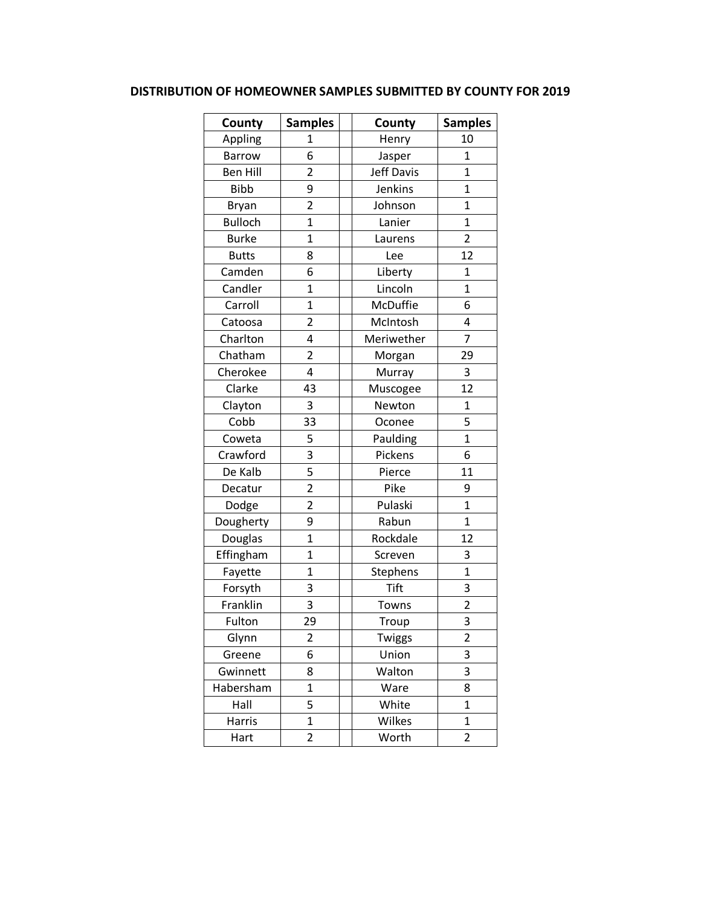**DISTRIBUTION OF HOMEOWNER SAMPLES SUBMITTED BY COUNTY FOR 2019**

| County | Samples | | County | Samples |
|---|---|---|---|---|
| Appling | 1 | | Henry | 10 |
| Barrow | 6 | | Jasper | 1 |
| Ben Hill | 2 | | Jeff Davis | 1 |
| Bibb | 9 | | Jenkins | 1 |
| Bryan | 2 | | Johnson | 1 |
| Bulloch | 1 | | Lanier | 1 |
| Burke | 1 | | Laurens | 2 |
| Butts | 8 | | Lee | 12 |
| Camden | 6 | | Liberty | 1 |
| Candler | 1 | | Lincoln | 1 |
| Carroll | 1 | | McDuffie | 6 |
| Catoosa | 2 | | McIntosh | 4 |
| Charlton | 4 | | Meriwether | 7 |
| Chatham | 2 | | Morgan | 29 |
| Cherokee | 4 | | Murray | 3 |
| Clarke | 43 | | Muscogee | 12 |
| Clayton | 3 | | Newton | 1 |
| Cobb | 33 | | Oconee | 5 |
| Coweta | 5 | | Paulding | 1 |
| Crawford | 3 | | Pickens | 6 |
| De Kalb | 5 | | Pierce | 11 |
| Decatur | 2 | | Pike | 9 |
| Dodge | 2 | | Pulaski | 1 |
| Dougherty | 9 | | Rabun | 1 |
| Douglas | 1 | | Rockdale | 12 |
| Effingham | 1 | | Screven | 3 |
| Fayette | 1 | | Stephens | 1 |
| Forsyth | 3 | | Tift | 3 |
| Franklin | 3 | | Towns | 2 |
| Fulton | 29 | | Troup | 3 |
| Glynn | 2 | | Twiggs | 2 |
| Greene | 6 | | Union | 3 |
| Gwinnett | 8 | | Walton | 3 |
| Habersham | 1 | | Ware | 8 |
| Hall | 5 | | White | 1 |
| Harris | 1 | | Wilkes | 1 |
| Hart | 2 | | Worth | 2 |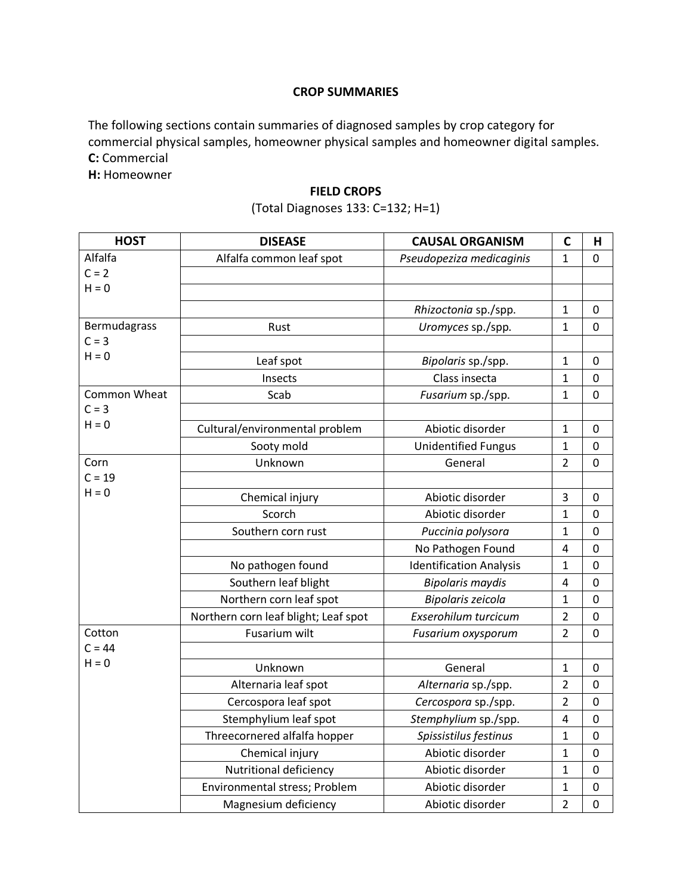# CROP SUMMARIES

The following sections contain summaries of diagnosed samples by crop category for commercial physical samples, homeowner physical samples and homeowner digital samples.
**C:** Commercial
**H:** Homeowner

## FIELD CROPS

(Total Diagnoses 133: C=132; H=1)

| HOST | DISEASE | CAUSAL ORGANISM | C | H |
|---|---|---|---|---|
| Alfalfa<br>C = 2<br>H = 0 | Alfalfa common leaf spot | *Pseudopeziza medicaginis* | 1 | 0 |
| | | | | |
| | | | | |
| | | *Rhizoctonia* sp./spp. | 1 | 0 |
| Bermudagrass<br>C = 3<br>H = 0 | Rust | *Uromyces* sp./spp. | 1 | 0 |
| | | | | |
| | Leaf spot | *Bipolaris* sp./spp. | 1 | 0 |
| | Insects | Class insecta | 1 | 0 |
| Common Wheat<br>C = 3<br>H = 0 | Scab | *Fusarium* sp./spp. | 1 | 0 |
| | | | | |
| | Cultural/environmental problem | Abiotic disorder | 1 | 0 |
| | Sooty mold | Unidentified Fungus | 1 | 0 |
| Corn<br>C = 19<br>H = 0 | Unknown | General | 2 | 0 |
| | | | | |
| | Chemical injury | Abiotic disorder | 3 | 0 |
| | Scorch | Abiotic disorder | 1 | 0 |
| | Southern corn rust | *Puccinia polysora* | 1 | 0 |
| | | No Pathogen Found | 4 | 0 |
| | No pathogen found | Identification Analysis | 1 | 0 |
| | Southern leaf blight | *Bipolaris maydis* | 4 | 0 |
| | Northern corn leaf spot | *Bipolaris zeicola* | 1 | 0 |
| | Northern corn leaf blight; Leaf spot | *Exserohilum turcicum* | 2 | 0 |
| Cotton<br>C = 44<br>H = 0 | Fusarium wilt | *Fusarium oxysporum* | 2 | 0 |
| | | | | |
| | Unknown | General | 1 | 0 |
| | Alternaria leaf spot | *Alternaria* sp./spp. | 2 | 0 |
| | Cercospora leaf spot | *Cercospora* sp./spp. | 2 | 0 |
| | Stemphylium leaf spot | *Stemphylium* sp./spp. | 4 | 0 |
| | Threecornered alfalfa hopper | *Spissistilus festinus* | 1 | 0 |
| | Chemical injury | Abiotic disorder | 1 | 0 |
| | Nutritional deficiency | Abiotic disorder | 1 | 0 |
| | Environmental stress; Problem | Abiotic disorder | 1 | 0 |
| | Magnesium deficiency | Abiotic disorder | 2 | 0 |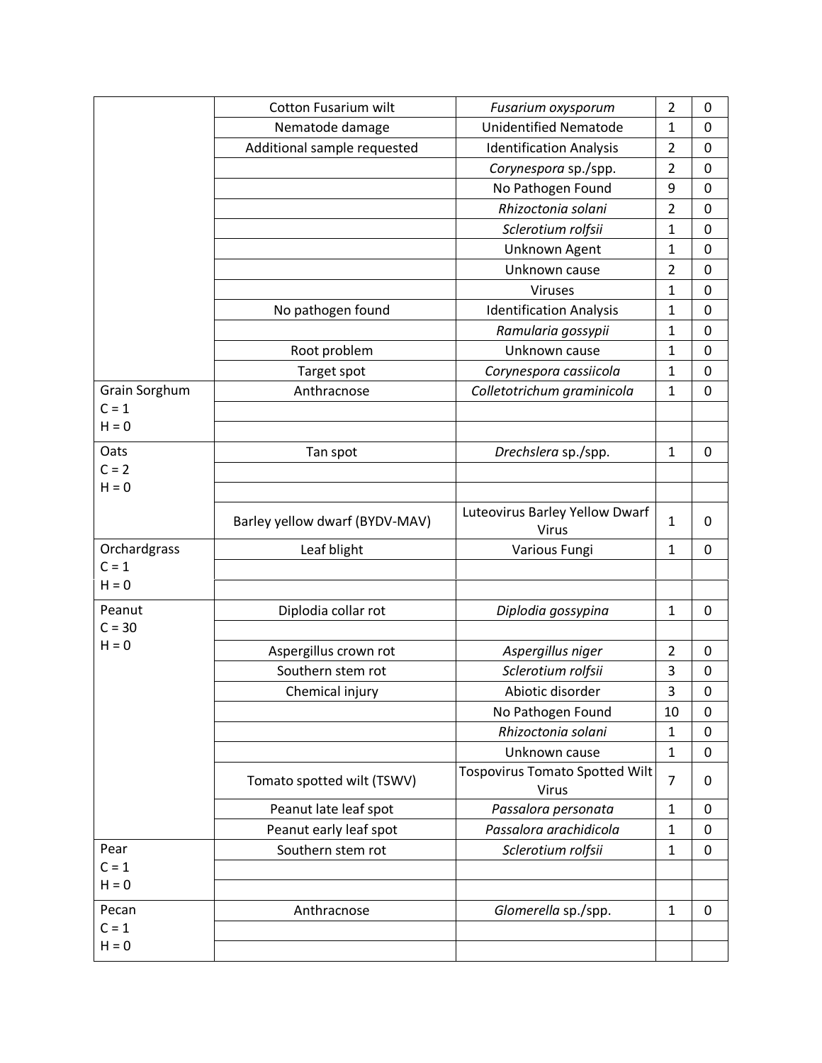| | | | | |
|---|---|---|---|---|
| | Cotton Fusarium wilt | *Fusarium oxysporum* | 2 | 0 |
| | Nematode damage | Unidentified Nematode | 1 | 0 |
| | Additional sample requested | Identification Analysis | 2 | 0 |
| | | *Corynespora* sp./spp. | 2 | 0 |
| | | No Pathogen Found | 9 | 0 |
| | | *Rhizoctonia solani* | 2 | 0 |
| | | *Sclerotium rolfsii* | 1 | 0 |
| | | Unknown Agent | 1 | 0 |
| | | Unknown cause | 2 | 0 |
| | | Viruses | 1 | 0 |
| | No pathogen found | Identification Analysis | 1 | 0 |
| | | *Ramularia gossypii* | 1 | 0 |
| | Root problem | Unknown cause | 1 | 0 |
| | Target spot | *Corynespora cassiicola* | 1 | 0 |
| Grain Sorghum<br>C = 1<br>H = 0 | Anthracnose | *Colletotrichum graminicola* | 1 | 0 |
| Oats<br>C = 2<br>H = 0 | Tan spot | *Drechslera* sp./spp. | 1 | 0 |
| | Barley yellow dwarf (BYDV-MAV) | Luteovirus Barley Yellow Dwarf Virus | 1 | 0 |
| Orchardgrass<br>C = 1<br>H = 0 | Leaf blight | Various Fungi | 1 | 0 |
| Peanut<br>C = 30<br>H = 0 | Diplodia collar rot | *Diplodia gossypina* | 1 | 0 |
| | Aspergillus crown rot | *Aspergillus niger* | 2 | 0 |
| | Southern stem rot | *Sclerotium rolfsii* | 3 | 0 |
| | Chemical injury | Abiotic disorder | 3 | 0 |
| | | No Pathogen Found | 10 | 0 |
| | | *Rhizoctonia solani* | 1 | 0 |
| | | Unknown cause | 1 | 0 |
| | Tomato spotted wilt (TSWV) | Tospovirus Tomato Spotted Wilt Virus | 7 | 0 |
| | Peanut late leaf spot | *Passalora personata* | 1 | 0 |
| | Peanut early leaf spot | *Passalora arachidicola* | 1 | 0 |
| Pear<br>C = 1<br>H = 0 | Southern stem rot | *Sclerotium rolfsii* | 1 | 0 |
| Pecan<br>C = 1<br>H = 0 | Anthracnose | *Glomerella* sp./spp. | 1 | 0 |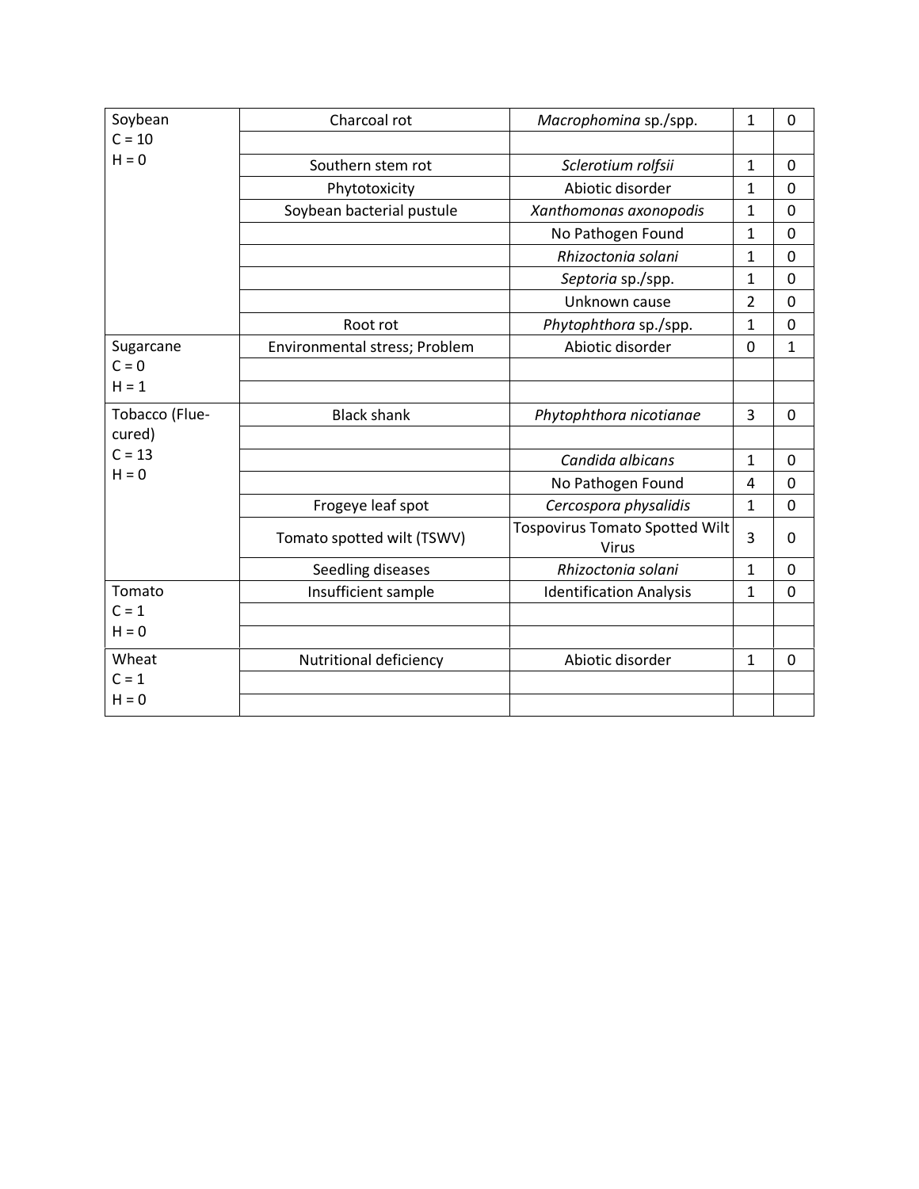| | | | | |
|---|---|---|---|---|
| Soybean<br>C = 10<br>H = 0 | Charcoal rot | *Macrophomina* sp./spp. | 1 | 0 |
| | | | | |
| | Southern stem rot | *Sclerotium rolfsii* | 1 | 0 |
| | Phytotoxicity | Abiotic disorder | 1 | 0 |
| | Soybean bacterial pustule | *Xanthomonas axonopodis* | 1 | 0 |
| | | No Pathogen Found | 1 | 0 |
| | | *Rhizoctonia solani* | 1 | 0 |
| | | *Septoria* sp./spp. | 1 | 0 |
| | | Unknown cause | 2 | 0 |
| | Root rot | *Phytophthora* sp./spp. | 1 | 0 |
| Sugarcane<br>C = 0<br>H = 1 | Environmental stress; Problem | Abiotic disorder | 0 | 1 |
| | | | | |
| | | | | |
| Tobacco (Flue-cured)<br>C = 13<br>H = 0 | Black shank | *Phytophthora nicotianae* | 3 | 0 |
| | | | | |
| | | *Candida albicans* | 1 | 0 |
| | | No Pathogen Found | 4 | 0 |
| | Frogeye leaf spot | *Cercospora physalidis* | 1 | 0 |
| | Tomato spotted wilt (TSWV) | Tospovirus Tomato Spotted Wilt Virus | 3 | 0 |
| | Seedling diseases | *Rhizoctonia solani* | 1 | 0 |
| Tomato<br>C = 1<br>H = 0 | Insufficient sample | Identification Analysis | 1 | 0 |
| | | | | |
| | | | | |
| Wheat<br>C = 1<br>H = 0 | Nutritional deficiency | Abiotic disorder | 1 | 0 |
| | | | | |
| | | | | |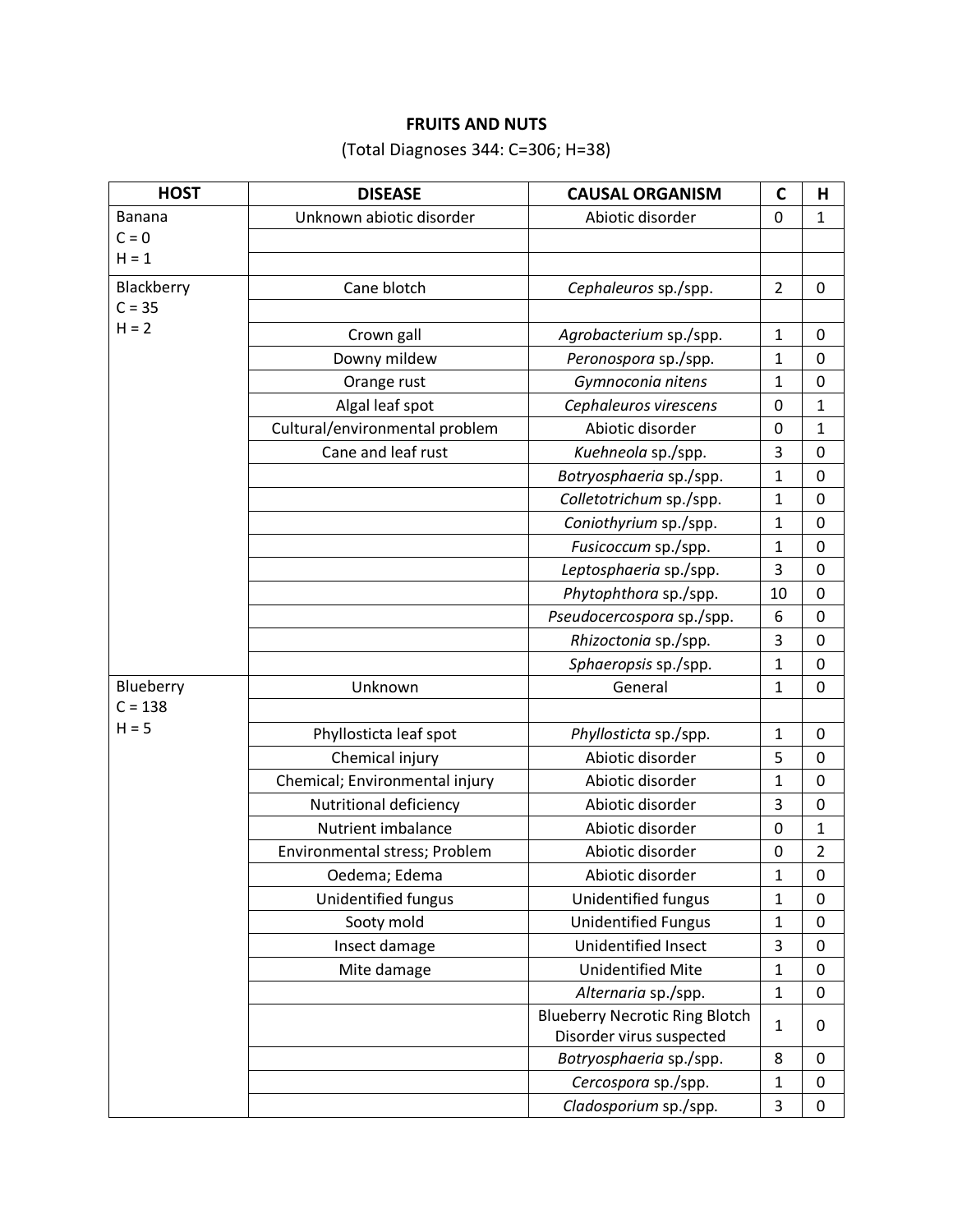**FRUITS AND NUTS**

(Total Diagnoses 344: C=306; H=38)

| HOST | DISEASE | CAUSAL ORGANISM | C | H |
|---|---|---|---|---|
| Banana<br>C = 0<br>H = 1 | Unknown abiotic disorder | Abiotic disorder | 0 | 1 |
| | | | | |
| | | | | |
| Blackberry<br>C = 35<br>H = 2 | Cane blotch | *Cephaleuros* sp./spp. | 2 | 0 |
| | | | | |
| | Crown gall | *Agrobacterium* sp./spp. | 1 | 0 |
| | Downy mildew | *Peronospora* sp./spp. | 1 | 0 |
| | Orange rust | *Gymnoconia nitens* | 1 | 0 |
| | Algal leaf spot | *Cephaleuros virescens* | 0 | 1 |
| | Cultural/environmental problem | Abiotic disorder | 0 | 1 |
| | Cane and leaf rust | *Kuehneola* sp./spp. | 3 | 0 |
| | | *Botryosphaeria* sp./spp. | 1 | 0 |
| | | *Colletotrichum* sp./spp. | 1 | 0 |
| | | *Coniothyrium* sp./spp. | 1 | 0 |
| | | *Fusicoccum* sp./spp. | 1 | 0 |
| | | *Leptosphaeria* sp./spp. | 3 | 0 |
| | | *Phytophthora* sp./spp. | 10 | 0 |
| | | *Pseudocercospora* sp./spp. | 6 | 0 |
| | | *Rhizoctonia* sp./spp. | 3 | 0 |
| | | *Sphaeropsis* sp./spp. | 1 | 0 |
| Blueberry<br>C = 138<br>H = 5 | Unknown | General | 1 | 0 |
| | | | | |
| | Phyllosticta leaf spot | *Phyllosticta* sp./spp. | 1 | 0 |
| | Chemical injury | Abiotic disorder | 5 | 0 |
| | Chemical; Environmental injury | Abiotic disorder | 1 | 0 |
| | Nutritional deficiency | Abiotic disorder | 3 | 0 |
| | Nutrient imbalance | Abiotic disorder | 0 | 1 |
| | Environmental stress; Problem | Abiotic disorder | 0 | 2 |
| | Oedema; Edema | Abiotic disorder | 1 | 0 |
| | Unidentified fungus | Unidentified fungus | 1 | 0 |
| | Sooty mold | Unidentified Fungus | 1 | 0 |
| | Insect damage | Unidentified Insect | 3 | 0 |
| | Mite damage | Unidentified Mite | 1 | 0 |
| | | *Alternaria* sp./spp. | 1 | 0 |
| | | Blueberry Necrotic Ring Blotch Disorder virus suspected | 1 | 0 |
| | | *Botryosphaeria* sp./spp. | 8 | 0 |
| | | *Cercospora* sp./spp. | 1 | 0 |
| | | *Cladosporium* sp./spp. | 3 | 0 |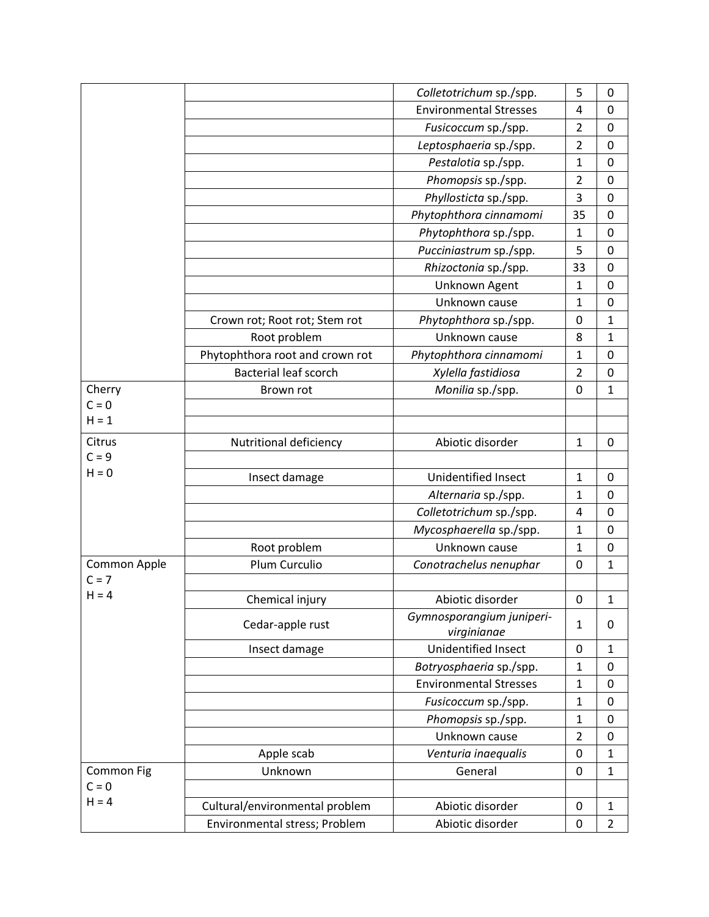| | | *Colletotrichum* sp./spp. | 5 | 0 |
|---|---|---|---|---|
| | | Environmental Stresses | 4 | 0 |
| | | *Fusicoccum* sp./spp. | 2 | 0 |
| | | *Leptosphaeria* sp./spp. | 2 | 0 |
| | | *Pestalotia* sp./spp. | 1 | 0 |
| | | *Phomopsis* sp./spp. | 2 | 0 |
| | | *Phyllosticta* sp./spp. | 3 | 0 |
| | | *Phytophthora cinnamomi* | 35 | 0 |
| | | *Phytophthora* sp./spp. | 1 | 0 |
| | | *Pucciniastrum* sp./spp. | 5 | 0 |
| | | *Rhizoctonia* sp./spp. | 33 | 0 |
| | | Unknown Agent | 1 | 0 |
| | | Unknown cause | 1 | 0 |
| | Crown rot; Root rot; Stem rot | *Phytophthora* sp./spp. | 0 | 1 |
| | Root problem | Unknown cause | 8 | 1 |
| | Phytophthora root and crown rot | *Phytophthora cinnamomi* | 1 | 0 |
| | Bacterial leaf scorch | *Xylella fastidiosa* | 2 | 0 |
| Cherry<br>C = 0<br>H = 1 | Brown rot | *Monilia* sp./spp. | 0 | 1 |
| Citrus<br>C = 9<br>H = 0 | Nutritional deficiency | Abiotic disorder | 1 | 0 |
| | | | | |
| | Insect damage | Unidentified Insect | 1 | 0 |
| | | *Alternaria* sp./spp. | 1 | 0 |
| | | *Colletotrichum* sp./spp. | 4 | 0 |
| | | *Mycosphaerella* sp./spp. | 1 | 0 |
| | Root problem | Unknown cause | 1 | 0 |
| Common Apple<br>C = 7<br>H = 4 | Plum Curculio | *Conotrachelus nenuphar* | 0 | 1 |
| | | | | |
| | Chemical injury | Abiotic disorder | 0 | 1 |
| | Cedar-apple rust | *Gymnosporangium juniperi-virginianae* | 1 | 0 |
| | Insect damage | Unidentified Insect | 0 | 1 |
| | | *Botryosphaeria* sp./spp. | 1 | 0 |
| | | Environmental Stresses | 1 | 0 |
| | | *Fusicoccum* sp./spp. | 1 | 0 |
| | | *Phomopsis* sp./spp. | 1 | 0 |
| | | Unknown cause | 2 | 0 |
| | Apple scab | *Venturia inaequalis* | 0 | 1 |
| Common Fig<br>C = 0<br>H = 4 | Unknown | General | 0 | 1 |
| | | | | |
| | Cultural/environmental problem | Abiotic disorder | 0 | 1 |
| | Environmental stress; Problem | Abiotic disorder | 0 | 2 |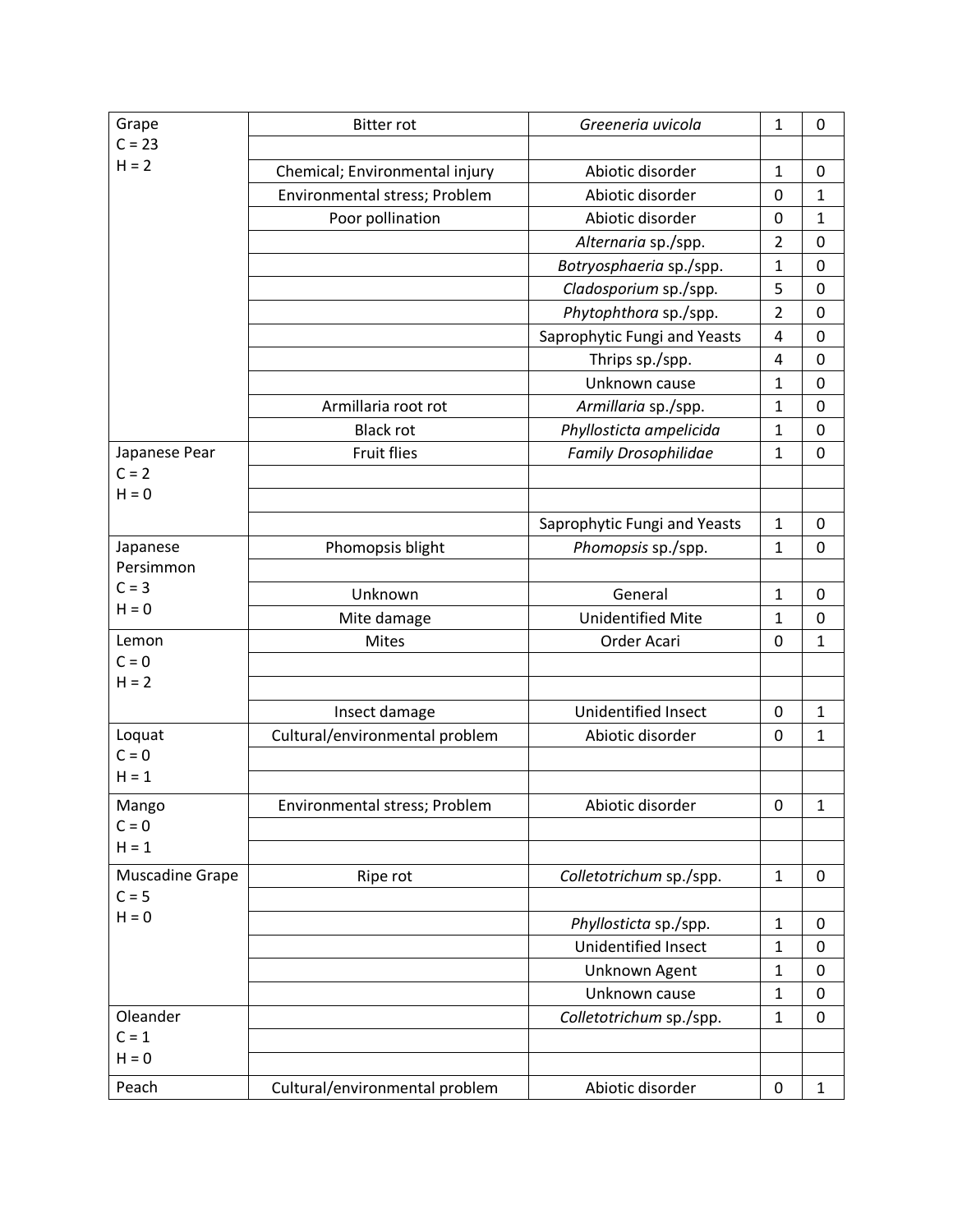| | | | | |
|---|---|---|---|---|
| Grape<br>C = 23<br>H = 2 | Bitter rot | *Greeneria uvicola* | 1 | 0 |
| | | | | |
| | Chemical; Environmental injury | Abiotic disorder | 1 | 0 |
| | Environmental stress; Problem | Abiotic disorder | 0 | 1 |
| | Poor pollination | Abiotic disorder | 0 | 1 |
| | | *Alternaria* sp./spp. | 2 | 0 |
| | | *Botryosphaeria* sp./spp. | 1 | 0 |
| | | *Cladosporium* sp./spp. | 5 | 0 |
| | | *Phytophthora* sp./spp. | 2 | 0 |
| | | Saprophytic Fungi and Yeasts | 4 | 0 |
| | | Thrips sp./spp. | 4 | 0 |
| | | Unknown cause | 1 | 0 |
| | Armillaria root rot | *Armillaria* sp./spp. | 1 | 0 |
| | Black rot | *Phyllosticta ampelicida* | 1 | 0 |
| Japanese Pear<br>C = 2<br>H = 0 | Fruit flies | *Family Drosophilidae* | 1 | 0 |
| | | | | |
| | | | | |
| | | Saprophytic Fungi and Yeasts | 1 | 0 |
| Japanese Persimmon<br>C = 3<br>H = 0 | Phomopsis blight | *Phomopsis* sp./spp. | 1 | 0 |
| | | | | |
| | Unknown | General | 1 | 0 |
| | Mite damage | Unidentified Mite | 1 | 0 |
| Lemon<br>C = 0<br>H = 2 | Mites | Order Acari | 0 | 1 |
| | | | | |
| | | | | |
| | Insect damage | Unidentified Insect | 0 | 1 |
| Loquat<br>C = 0<br>H = 1 | Cultural/environmental problem | Abiotic disorder | 0 | 1 |
| | | | | |
| | | | | |
| Mango<br>C = 0<br>H = 1 | Environmental stress; Problem | Abiotic disorder | 0 | 1 |
| | | | | |
| | | | | |
| Muscadine Grape<br>C = 5<br>H = 0 | Ripe rot | *Colletotrichum* sp./spp. | 1 | 0 |
| | | | | |
| | | *Phyllosticta* sp./spp. | 1 | 0 |
| | | Unidentified Insect | 1 | 0 |
| | | Unknown Agent | 1 | 0 |
| | | Unknown cause | 1 | 0 |
| Oleander<br>C = 1<br>H = 0 | | *Colletotrichum* sp./spp. | 1 | 0 |
| | | | | |
| | | | | |
| Peach | Cultural/environmental problem | Abiotic disorder | 0 | 1 |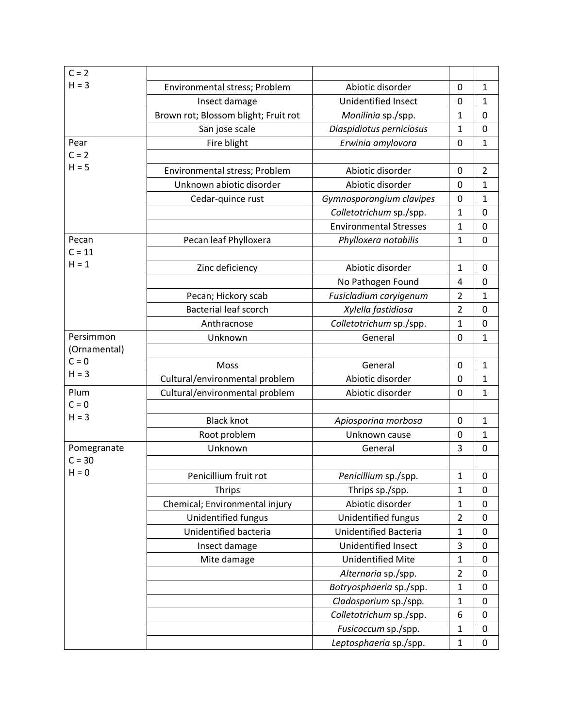| | | | | |
|---|---|---|---|---|
| C = 2<br>H = 3 | | | | |
| | Environmental stress; Problem | Abiotic disorder | 0 | 1 |
| | Insect damage | Unidentified Insect | 0 | 1 |
| | Brown rot; Blossom blight; Fruit rot | *Monilinia* sp./spp. | 1 | 0 |
| | San jose scale | *Diaspidiotus perniciosus* | 1 | 0 |
| Pear<br>C = 2<br>H = 5 | Fire blight | *Erwinia amylovora* | 0 | 1 |
| | | | | |
| | Environmental stress; Problem | Abiotic disorder | 0 | 2 |
| | Unknown abiotic disorder | Abiotic disorder | 0 | 1 |
| | Cedar-quince rust | *Gymnosporangium clavipes* | 0 | 1 |
| | | *Colletotrichum* sp./spp. | 1 | 0 |
| | | Environmental Stresses | 1 | 0 |
| Pecan<br>C = 11<br>H = 1 | Pecan leaf Phylloxera | *Phylloxera notabilis* | 1 | 0 |
| | | | | |
| | Zinc deficiency | Abiotic disorder | 1 | 0 |
| | | No Pathogen Found | 4 | 0 |
| | Pecan; Hickory scab | *Fusicladium caryigenum* | 2 | 1 |
| | Bacterial leaf scorch | *Xylella fastidiosa* | 2 | 0 |
| | Anthracnose | *Colletotrichum* sp./spp. | 1 | 0 |
| Persimmon (Ornamental)<br>C = 0<br>H = 3 | Unknown | General | 0 | 1 |
| | | | | |
| | Moss | General | 0 | 1 |
| | Cultural/environmental problem | Abiotic disorder | 0 | 1 |
| Plum<br>C = 0<br>H = 3 | Cultural/environmental problem | Abiotic disorder | 0 | 1 |
| | | | | |
| | Black knot | *Apiosporina morbosa* | 0 | 1 |
| | Root problem | Unknown cause | 0 | 1 |
| Pomegranate<br>C = 30<br>H = 0 | Unknown | General | 3 | 0 |
| | | | | |
| | Penicillium fruit rot | *Penicillium* sp./spp. | 1 | 0 |
| | Thrips | Thrips sp./spp. | 1 | 0 |
| | Chemical; Environmental injury | Abiotic disorder | 1 | 0 |
| | Unidentified fungus | Unidentified fungus | 2 | 0 |
| | Unidentified bacteria | Unidentified Bacteria | 1 | 0 |
| | Insect damage | Unidentified Insect | 3 | 0 |
| | Mite damage | Unidentified Mite | 1 | 0 |
| | | *Alternaria* sp./spp. | 2 | 0 |
| | | *Botryosphaeria* sp./spp. | 1 | 0 |
| | | *Cladosporium* sp./spp. | 1 | 0 |
| | | *Colletotrichum* sp./spp. | 6 | 0 |
| | | *Fusicoccum* sp./spp. | 1 | 0 |
| | | *Leptosphaeria* sp./spp. | 1 | 0 |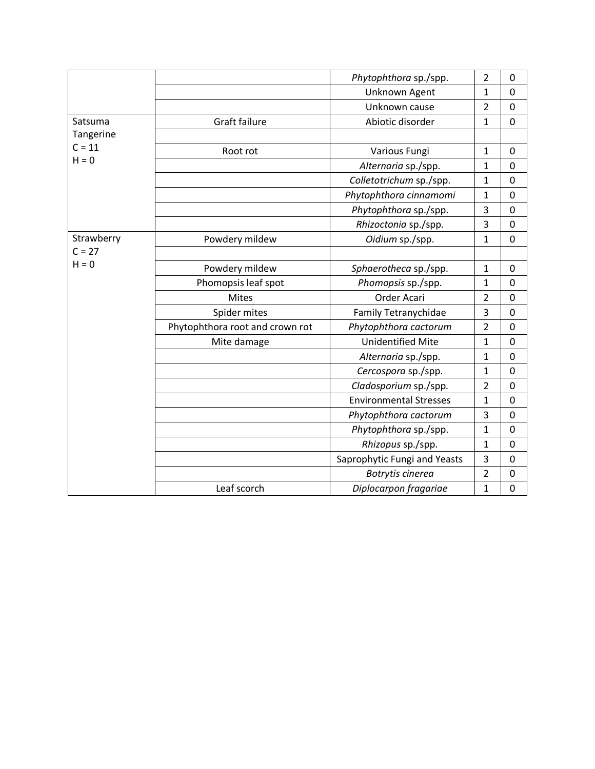| | | | | |
|---|---|---|---|---|
| | | *Phytophthora* sp./spp. | 2 | 0 |
| | | Unknown Agent | 1 | 0 |
| | | Unknown cause | 2 | 0 |
| Satsuma Tangerine C = 11 H = 0 | Graft failure | Abiotic disorder | 1 | 0 |
| | | | | |
| | Root rot | Various Fungi | 1 | 0 |
| | | *Alternaria* sp./spp. | 1 | 0 |
| | | *Colletotrichum* sp./spp. | 1 | 0 |
| | | *Phytophthora cinnamomi* | 1 | 0 |
| | | *Phytophthora* sp./spp. | 3 | 0 |
| | | *Rhizoctonia* sp./spp. | 3 | 0 |
| Strawberry C = 27 H = 0 | Powdery mildew | *Oidium* sp./spp. | 1 | 0 |
| | | | | |
| | Powdery mildew | *Sphaerotheca* sp./spp. | 1 | 0 |
| | Phomopsis leaf spot | *Phomopsis* sp./spp. | 1 | 0 |
| | Mites | Order Acari | 2 | 0 |
| | Spider mites | Family Tetranychidae | 3 | 0 |
| | Phytophthora root and crown rot | *Phytophthora cactorum* | 2 | 0 |
| | Mite damage | Unidentified Mite | 1 | 0 |
| | | *Alternaria* sp./spp. | 1 | 0 |
| | | *Cercospora* sp./spp. | 1 | 0 |
| | | *Cladosporium* sp./spp. | 2 | 0 |
| | | Environmental Stresses | 1 | 0 |
| | | *Phytophthora cactorum* | 3 | 0 |
| | | *Phytophthora* sp./spp. | 1 | 0 |
| | | *Rhizopus* sp./spp. | 1 | 0 |
| | | Saprophytic Fungi and Yeasts | 3 | 0 |
| | | *Botrytis cinerea* | 2 | 0 |
| | Leaf scorch | *Diplocarpon fragariae* | 1 | 0 |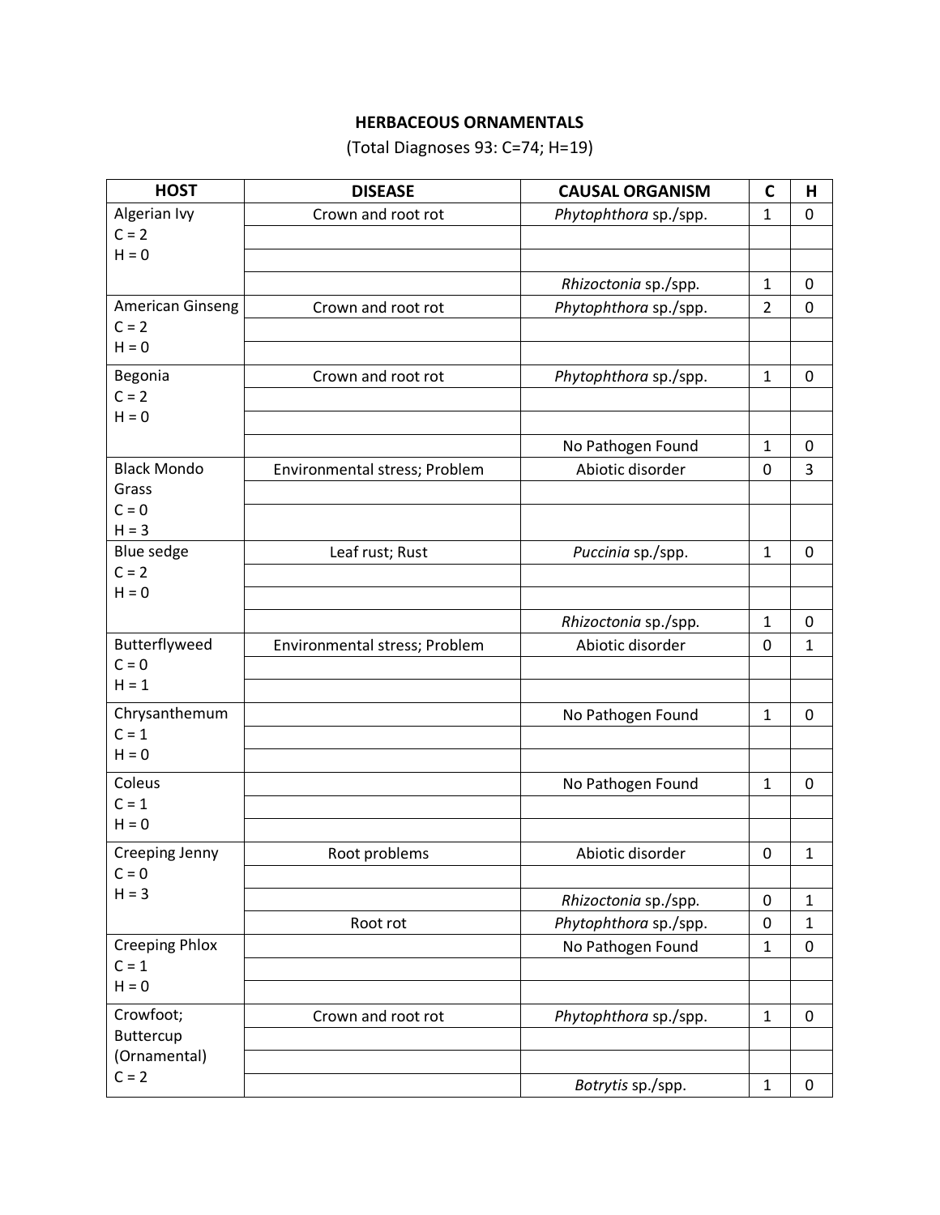**HERBACEOUS ORNAMENTALS**

(Total Diagnoses 93: C=74; H=19)

| HOST | DISEASE | CAUSAL ORGANISM | C | H |
|---|---|---|---|---|
| Algerian Ivy<br>C = 2<br>H = 0 | Crown and root rot | *Phytophthora* sp./spp. | 1 | 0 |
| | | | | |
| | | | | |
| | | *Rhizoctonia* sp./spp. | 1 | 0 |
| American Ginseng<br>C = 2<br>H = 0 | Crown and root rot | *Phytophthora* sp./spp. | 2 | 0 |
| | | | | |
| | | | | |
| Begonia<br>C = 2<br>H = 0 | Crown and root rot | *Phytophthora* sp./spp. | 1 | 0 |
| | | | | |
| | | | | |
| | | No Pathogen Found | 1 | 0 |
| Black Mondo Grass<br>C = 0<br>H = 3 | Environmental stress; Problem | Abiotic disorder | 0 | 3 |
| | | | | |
| | | | | |
| Blue sedge<br>C = 2<br>H = 0 | Leaf rust; Rust | *Puccinia* sp./spp. | 1 | 0 |
| | | | | |
| | | | | |
| | | *Rhizoctonia* sp./spp. | 1 | 0 |
| Butterflyweed<br>C = 0<br>H = 1 | Environmental stress; Problem | Abiotic disorder | 0 | 1 |
| | | | | |
| | | | | |
| Chrysanthemum<br>C = 1<br>H = 0 | | No Pathogen Found | 1 | 0 |
| | | | | |
| | | | | |
| Coleus<br>C = 1<br>H = 0 | | No Pathogen Found | 1 | 0 |
| | | | | |
| | | | | |
| Creeping Jenny<br>C = 0<br>H = 3 | Root problems | Abiotic disorder | 0 | 1 |
| | | | | |
| | | *Rhizoctonia* sp./spp. | 0 | 1 |
| | Root rot | *Phytophthora* sp./spp. | 0 | 1 |
| Creeping Phlox<br>C = 1<br>H = 0 | | No Pathogen Found | 1 | 0 |
| | | | | |
| | | | | |
| Crowfoot; Buttercup (Ornamental)<br>C = 2 | Crown and root rot | *Phytophthora* sp./spp. | 1 | 0 |
| | | | | |
| | | | | |
| | | *Botrytis* sp./spp. | 1 | 0 |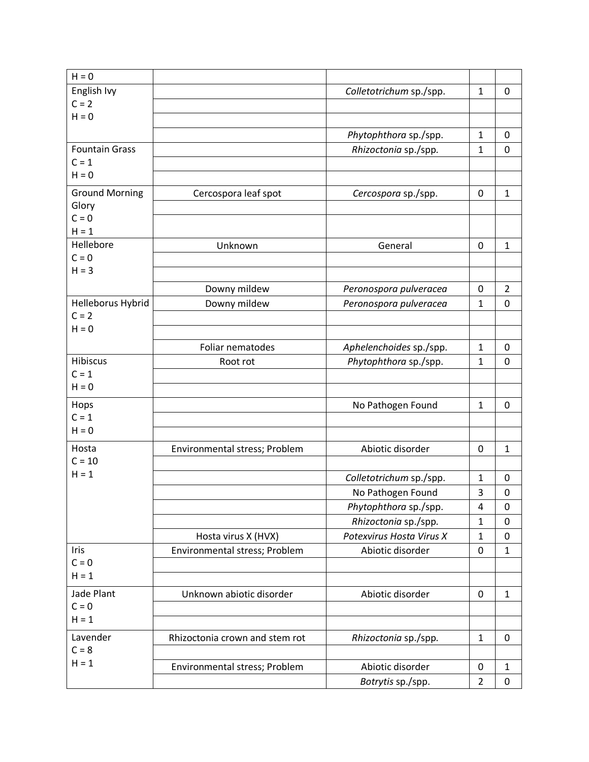| | | | | |
|---|---|---|---|---|
| H = 0 | | | | |
| English Ivy<br>C = 2<br>H = 0 | | *Colletotrichum* sp./spp. | 1 | 0 |
| | | | | |
| | | | | |
| | | *Phytophthora* sp./spp. | 1 | 0 |
| Fountain Grass<br>C = 1<br>H = 0 | | *Rhizoctonia* sp./spp. | 1 | 0 |
| | | | | |
| | | | | |
| Ground Morning Glory<br>C = 0<br>H = 1 | Cercospora leaf spot | *Cercospora* sp./spp. | 0 | 1 |
| | | | | |
| | | | | |
| Hellebore<br>C = 0<br>H = 3 | Unknown | General | 0 | 1 |
| | | | | |
| | | | | |
| | Downy mildew | *Peronospora pulveracea* | 0 | 2 |
| Helleborus Hybrid<br>C = 2<br>H = 0 | Downy mildew | *Peronospora pulveracea* | 1 | 0 |
| | | | | |
| | | | | |
| | Foliar nematodes | *Aphelenchoides* sp./spp. | 1 | 0 |
| Hibiscus<br>C = 1<br>H = 0 | Root rot | *Phytophthora* sp./spp. | 1 | 0 |
| | | | | |
| | | | | |
| Hops<br>C = 1<br>H = 0 | | No Pathogen Found | 1 | 0 |
| | | | | |
| | | | | |
| Hosta<br>C = 10<br>H = 1 | Environmental stress; Problem | Abiotic disorder | 0 | 1 |
| | | | | |
| | | *Colletotrichum* sp./spp. | 1 | 0 |
| | | No Pathogen Found | 3 | 0 |
| | | *Phytophthora* sp./spp. | 4 | 0 |
| | | *Rhizoctonia* sp./spp. | 1 | 0 |
| | Hosta virus X (HVX) | *Potexvirus Hosta Virus X* | 1 | 0 |
| Iris<br>C = 0<br>H = 1 | Environmental stress; Problem | Abiotic disorder | 0 | 1 |
| | | | | |
| | | | | |
| Jade Plant<br>C = 0<br>H = 1 | Unknown abiotic disorder | Abiotic disorder | 0 | 1 |
| | | | | |
| | | | | |
| Lavender<br>C = 8<br>H = 1 | Rhizoctonia crown and stem rot | *Rhizoctonia* sp./spp. | 1 | 0 |
| | | | | |
| | Environmental stress; Problem | Abiotic disorder | 0 | 1 |
| | | *Botrytis* sp./spp. | 2 | 0 |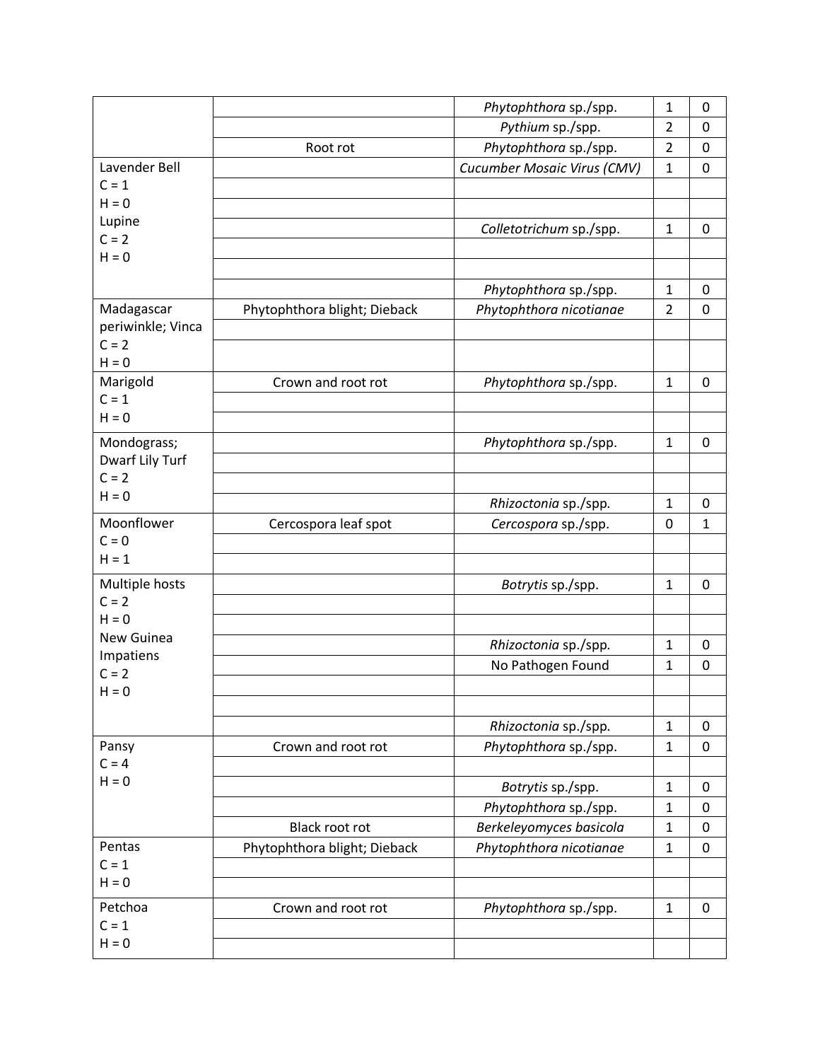| | | | | |
|---|---|---|---|---|
| | | *Phytophthora* sp./spp. | 1 | 0 |
| | | *Pythium* sp./spp. | 2 | 0 |
| | Root rot | *Phytophthora* sp./spp. | 2 | 0 |
| Lavender Bell<br>C = 1<br>H = 0<br>Lupine<br>C = 2<br>H = 0 | | *Cucumber Mosaic Virus (CMV)* | 1 | 0 |
| | | | | |
| | | | | |
| | | *Colletotrichum* sp./spp. | 1 | 0 |
| | | | | |
| | | | | |
| | | *Phytophthora* sp./spp. | 1 | 0 |
| Madagascar periwinkle; Vinca<br>C = 2<br>H = 0 | Phytophthora blight; Dieback | *Phytophthora nicotianae* | 2 | 0 |
| | | | | |
| | | | | |
| Marigold<br>C = 1<br>H = 0 | Crown and root rot | *Phytophthora* sp./spp. | 1 | 0 |
| | | | | |
| | | | | |
| Mondograss; Dwarf Lily Turf<br>C = 2<br>H = 0 | | *Phytophthora* sp./spp. | 1 | 0 |
| | | | | |
| | | | | |
| | | *Rhizoctonia* sp./spp. | 1 | 0 |
| Moonflower<br>C = 0<br>H = 1 | Cercospora leaf spot | *Cercospora* sp./spp. | 0 | 1 |
| | | | | |
| | | | | |
| Multiple hosts<br>C = 2<br>H = 0<br>New Guinea Impatiens<br>C = 2<br>H = 0 | | *Botrytis* sp./spp. | 1 | 0 |
| | | | | |
| | | | | |
| | | *Rhizoctonia* sp./spp. | 1 | 0 |
| | | No Pathogen Found | 1 | 0 |
| | | | | |
| | | | | |
| | | *Rhizoctonia* sp./spp. | 1 | 0 |
| Pansy<br>C = 4<br>H = 0 | Crown and root rot | *Phytophthora* sp./spp. | 1 | 0 |
| | | | | |
| | | *Botrytis* sp./spp. | 1 | 0 |
| | | *Phytophthora* sp./spp. | 1 | 0 |
| | Black root rot | *Berkeleyomyces basicola* | 1 | 0 |
| Pentas<br>C = 1<br>H = 0 | Phytophthora blight; Dieback | *Phytophthora nicotianae* | 1 | 0 |
| | | | | |
| | | | | |
| Petchoa<br>C = 1<br>H = 0 | Crown and root rot | *Phytophthora* sp./spp. | 1 | 0 |
| | | | | |
| | | | | |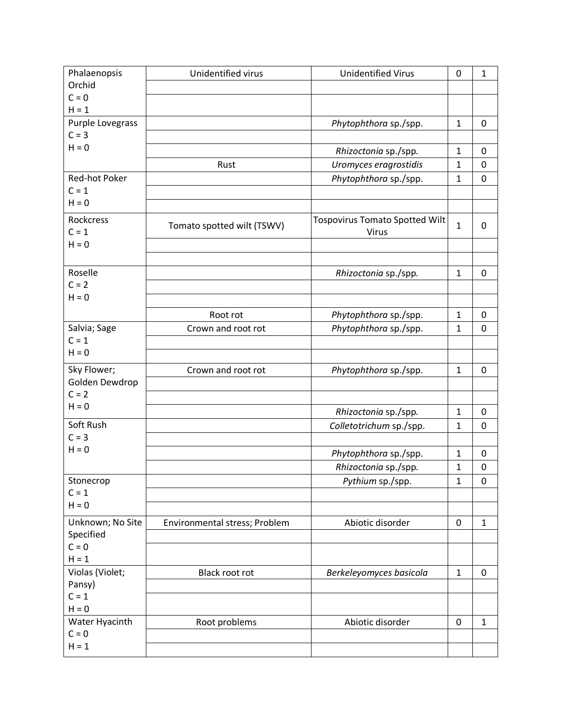| Phalaenopsis Orchid C = 0 H = 1 | Unidentified virus | Unidentified Virus | 0 | 1 |
|---|---|---|---|---|
| | | | | |
| | | | | |
| Purple Lovegrass C = 3 H = 0 | | *Phytophthora* sp./spp. | 1 | 0 |
| | | | | |
| | | *Rhizoctonia* sp./spp. | 1 | 0 |
| | Rust | *Uromyces eragrostidis* | 1 | 0 |
| Red-hot Poker C = 1 H = 0 | | *Phytophthora* sp./spp. | 1 | 0 |
| | | | | |
| | | | | |
| Rockcress C = 1 H = 0 | Tomato spotted wilt (TSWV) | Tospovirus Tomato Spotted Wilt Virus | 1 | 0 |
| | | | | |
| | | | | |
| Roselle C = 2 H = 0 | | *Rhizoctonia* sp./spp. | 1 | 0 |
| | | | | |
| | | | | |
| | Root rot | *Phytophthora* sp./spp. | 1 | 0 |
| Salvia; Sage C = 1 H = 0 | Crown and root rot | *Phytophthora* sp./spp. | 1 | 0 |
| | | | | |
| | | | | |
| Sky Flower; Golden Dewdrop C = 2 H = 0 | Crown and root rot | *Phytophthora* sp./spp. | 1 | 0 |
| | | | | |
| | | | | |
| | | *Rhizoctonia* sp./spp. | 1 | 0 |
| Soft Rush C = 3 H = 0 | | *Colletotrichum* sp./spp. | 1 | 0 |
| | | | | |
| | | *Phytophthora* sp./spp. | 1 | 0 |
| | | *Rhizoctonia* sp./spp. | 1 | 0 |
| Stonecrop C = 1 H = 0 | | *Pythium* sp./spp. | 1 | 0 |
| | | | | |
| | | | | |
| Unknown; No Site Specified C = 0 H = 1 | Environmental stress; Problem | Abiotic disorder | 0 | 1 |
| | | | | |
| | | | | |
| Violas (Violet; Pansy) C = 1 H = 0 | Black root rot | *Berkeleyomyces basicola* | 1 | 0 |
| | | | | |
| | | | | |
| Water Hyacinth C = 0 H = 1 | Root problems | Abiotic disorder | 0 | 1 |
| | | | | |
| | | | | |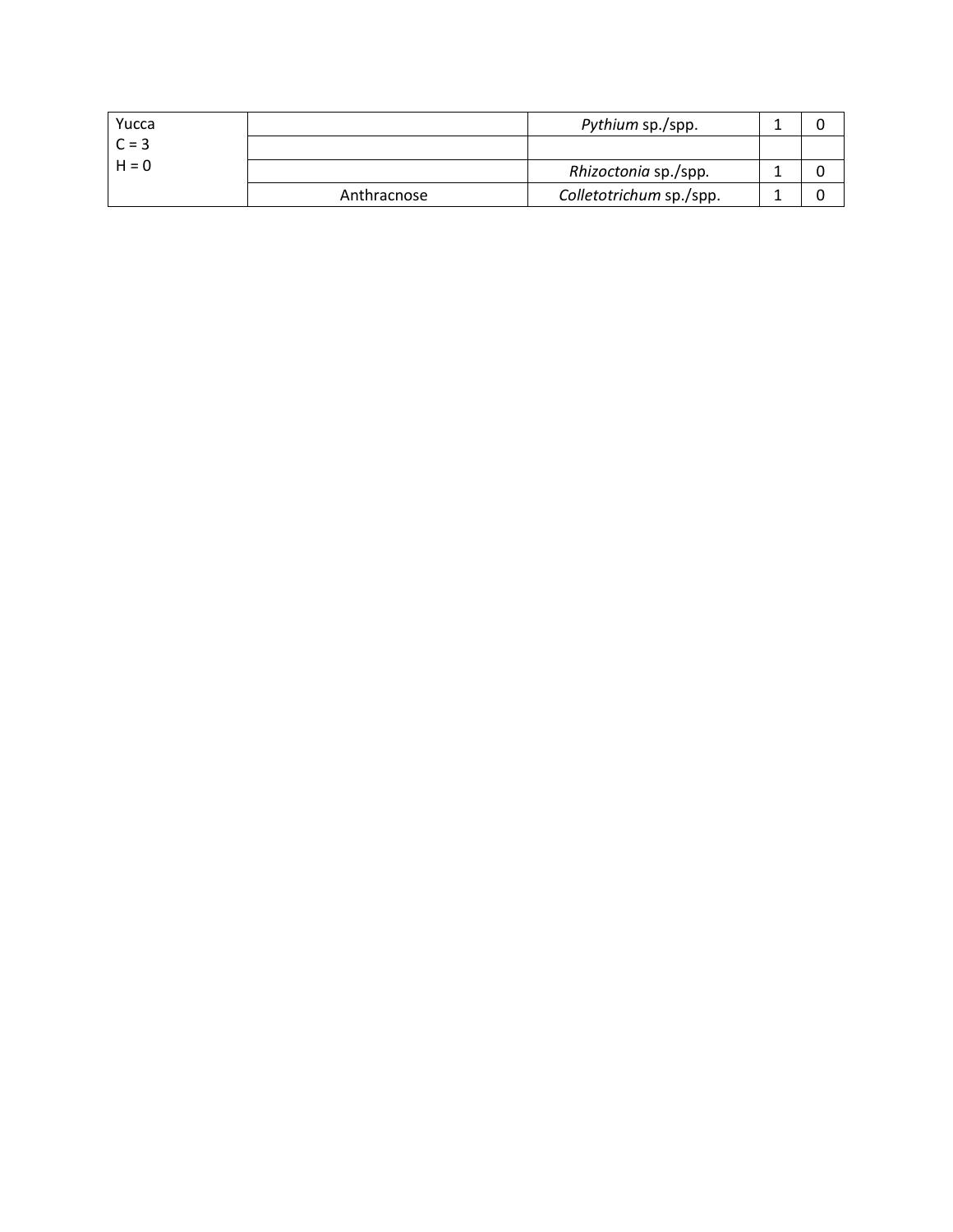| | | | | |
|---|---|---|---|---|
| Yucca<br>C = 3<br>H = 0 | | *Pythium* sp./spp. | 1 | 0 |
| | | | | |
| | | *Rhizoctonia* sp./spp. | 1 | 0 |
| | Anthracnose | *Colletotrichum* sp./spp. | 1 | 0 |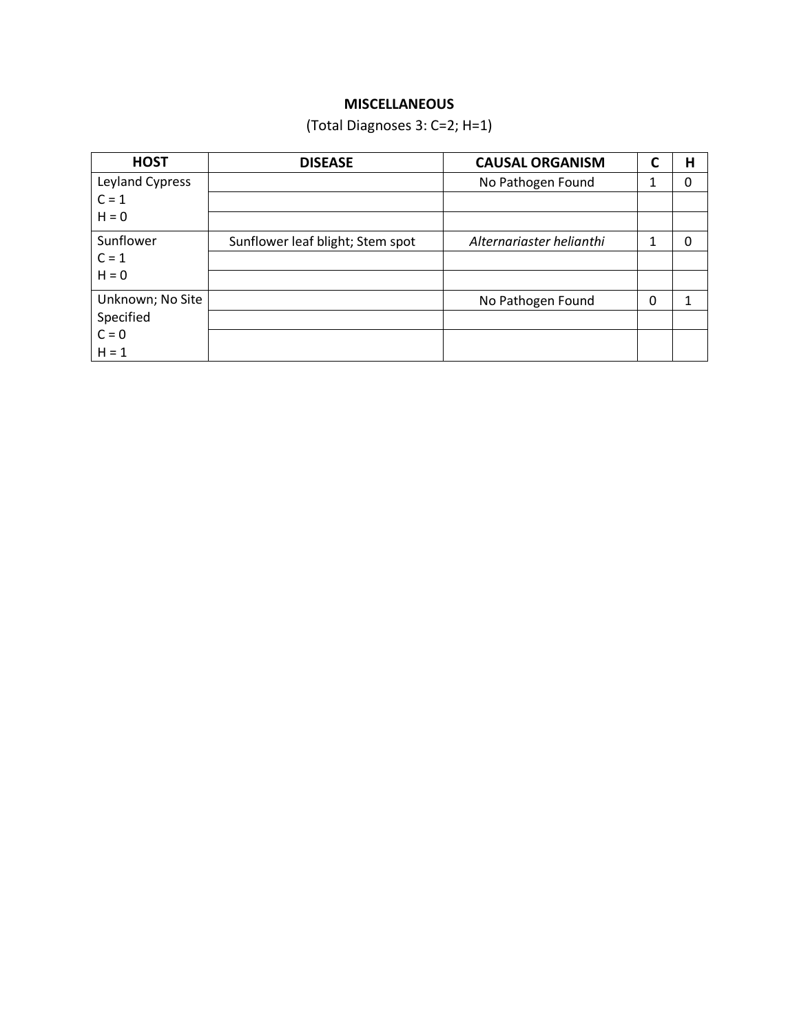**MISCELLANEOUS**

(Total Diagnoses 3: C=2; H=1)

| HOST | DISEASE | CAUSAL ORGANISM | C | H |
|---|---|---|---|---|
| Leyland Cypress C = 1 H = 0 | | No Pathogen Found | 1 | 0 |
| | | | | |
| | | | | |
| Sunflower C = 1 H = 0 | Sunflower leaf blight; Stem spot | *Alternariaster helianthi* | 1 | 0 |
| | | | | |
| | | | | |
| Unknown; No Site Specified C = 0 H = 1 | | No Pathogen Found | 0 | 1 |
| | | | | |
| | | | | |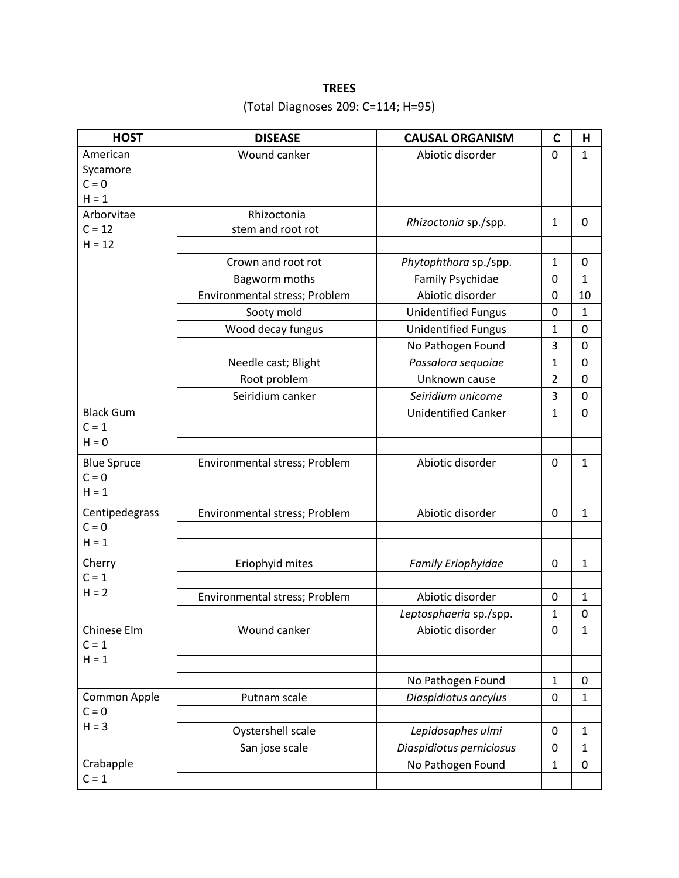**TREES**

(Total Diagnoses 209: C=114; H=95)

| HOST | DISEASE | CAUSAL ORGANISM | C | H |
|---|---|---|---|---|
| American Sycamore C = 0 H = 1 | Wound canker | Abiotic disorder | 0 | 1 |
| | | | | |
| | | | | |
| Arborvitae C = 12 H = 12 | Rhizoctonia stem and root rot | *Rhizoctonia* sp./spp. | 1 | 0 |
| | | | | |
| | Crown and root rot | *Phytophthora* sp./spp. | 1 | 0 |
| | Bagworm moths | Family Psychidae | 0 | 1 |
| | Environmental stress; Problem | Abiotic disorder | 0 | 10 |
| | Sooty mold | Unidentified Fungus | 0 | 1 |
| | Wood decay fungus | Unidentified Fungus | 1 | 0 |
| | | No Pathogen Found | 3 | 0 |
| | Needle cast; Blight | *Passalora sequoiae* | 1 | 0 |
| | Root problem | Unknown cause | 2 | 0 |
| | Seiridium canker | *Seiridium unicorne* | 3 | 0 |
| Black Gum C = 1 H = 0 | | Unidentified Canker | 1 | 0 |
| | | | | |
| | | | | |
| Blue Spruce C = 0 H = 1 | Environmental stress; Problem | Abiotic disorder | 0 | 1 |
| | | | | |
| | | | | |
| Centipedegrass C = 0 H = 1 | Environmental stress; Problem | Abiotic disorder | 0 | 1 |
| | | | | |
| | | | | |
| Cherry C = 1 H = 2 | Eriophyid mites | *Family Eriophyidae* | 0 | 1 |
| | | | | |
| | Environmental stress; Problem | Abiotic disorder | 0 | 1 |
| | | *Leptosphaeria* sp./spp. | 1 | 0 |
| Chinese Elm C = 1 H = 1 | Wound canker | Abiotic disorder | 0 | 1 |
| | | | | |
| | | | | |
| | | No Pathogen Found | 1 | 0 |
| Common Apple C = 0 H = 3 | Putnam scale | *Diaspidiotus ancylus* | 0 | 1 |
| | | | | |
| | Oystershell scale | *Lepidosaphes ulmi* | 0 | 1 |
| | San jose scale | *Diaspidiotus perniciosus* | 0 | 1 |
| Crabapple C = 1 | | No Pathogen Found | 1 | 0 |
| | | | | |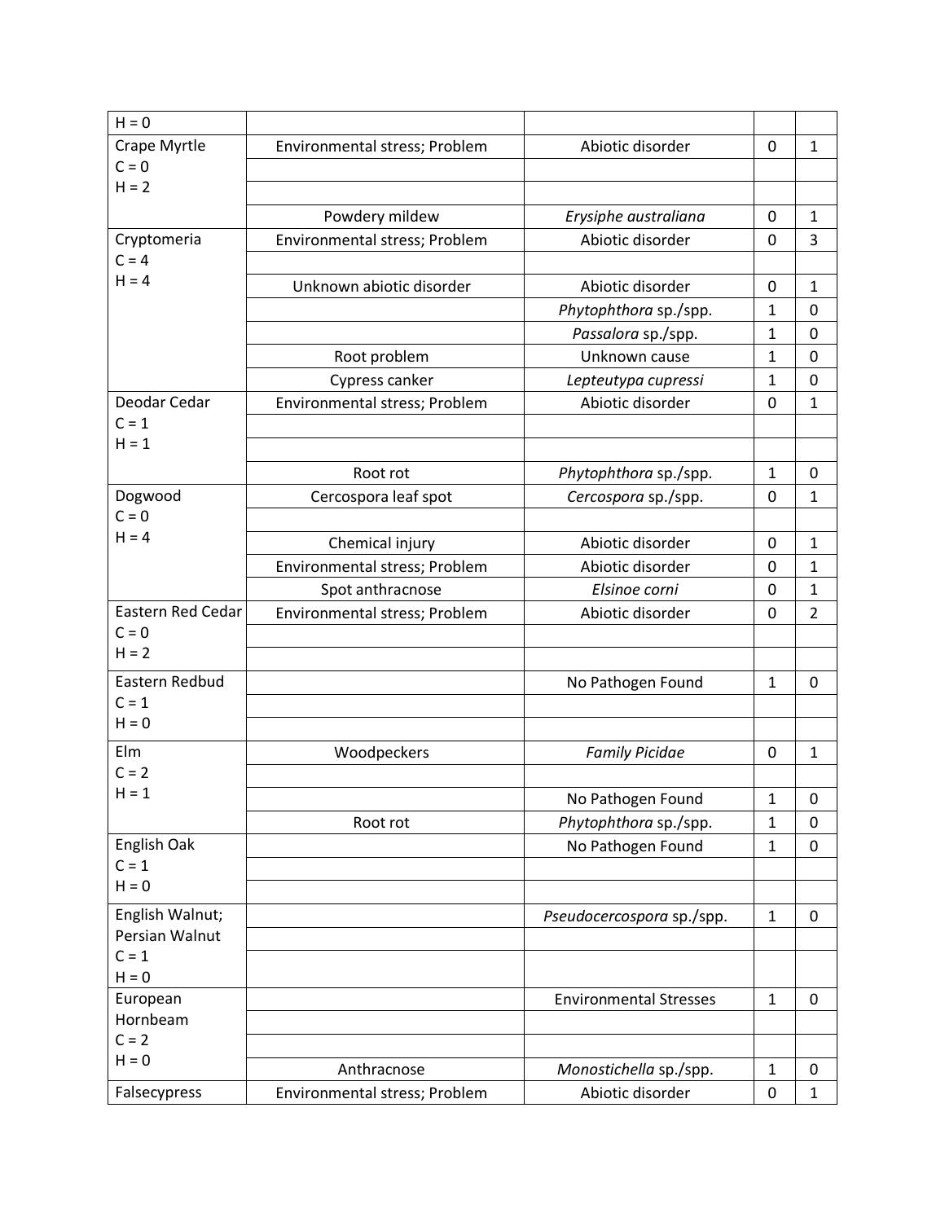| | | | | |
|---|---|---|---|---|
| H = 0 | | | | |
| Crape Myrtle | Environmental stress; Problem | Abiotic disorder | 0 | 1 |
| C = 0 | | | | |
| H = 2 | | | | |
| | Powdery mildew | *Erysiphe australiana* | 0 | 1 |
| Cryptomeria | Environmental stress; Problem | Abiotic disorder | 0 | 3 |
| C = 4 | | | | |
| H = 4 | Unknown abiotic disorder | Abiotic disorder | 0 | 1 |
| | | *Phytophthora* sp./spp. | 1 | 0 |
| | | *Passalora* sp./spp. | 1 | 0 |
| | Root problem | Unknown cause | 1 | 0 |
| | Cypress canker | *Lepteutypa cupressi* | 1 | 0 |
| Deodar Cedar | Environmental stress; Problem | Abiotic disorder | 0 | 1 |
| C = 1 | | | | |
| H = 1 | | | | |
| | Root rot | *Phytophthora* sp./spp. | 1 | 0 |
| Dogwood | Cercospora leaf spot | *Cercospora* sp./spp. | 0 | 1 |
| C = 0 | | | | |
| H = 4 | Chemical injury | Abiotic disorder | 0 | 1 |
| | Environmental stress; Problem | Abiotic disorder | 0 | 1 |
| | Spot anthracnose | *Elsinoe corni* | 0 | 1 |
| Eastern Red Cedar | Environmental stress; Problem | Abiotic disorder | 0 | 2 |
| C = 0 | | | | |
| H = 2 | | | | |
| Eastern Redbud | | No Pathogen Found | 1 | 0 |
| C = 1 | | | | |
| H = 0 | | | | |
| Elm | Woodpeckers | *Family Picidae* | 0 | 1 |
| C = 2 | | | | |
| H = 1 | | No Pathogen Found | 1 | 0 |
| | Root rot | *Phytophthora* sp./spp. | 1 | 0 |
| English Oak | | No Pathogen Found | 1 | 0 |
| C = 1 | | | | |
| H = 0 | | | | |
| English Walnut; Persian Walnut | | *Pseudocercospora* sp./spp. | 1 | 0 |
| C = 1 | | | | |
| H = 0 | | | | |
| European Hornbeam | | Environmental Stresses | 1 | 0 |
| C = 2 | | | | |
| H = 0 | | | | |
| | Anthracnose | *Monostichella* sp./spp. | 1 | 0 |
| Falsecypress | Environmental stress; Problem | Abiotic disorder | 0 | 1 |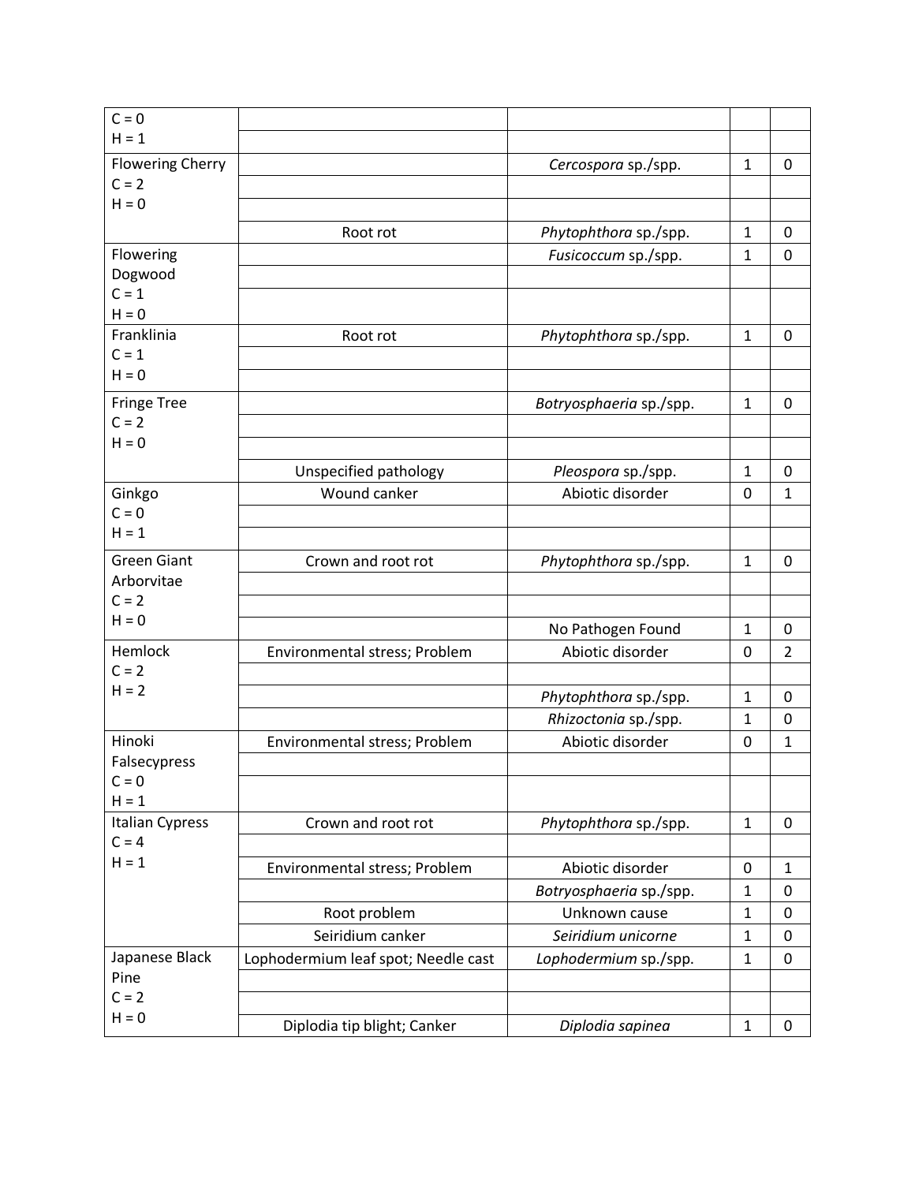| | | | | |
|---|---|---|---|---|
| C = 0<br>H = 1 | | | | |
| | | | | |
| Flowering Cherry<br>C = 2<br>H = 0 | | *Cercospora* sp./spp. | 1 | 0 |
| | | | | |
| | | | | |
| | Root rot | *Phytophthora* sp./spp. | 1 | 0 |
| Flowering Dogwood<br>C = 1<br>H = 0 | | *Fusicoccum* sp./spp. | 1 | 0 |
| | | | | |
| | | | | |
| Franklinia<br>C = 1<br>H = 0 | Root rot | *Phytophthora* sp./spp. | 1 | 0 |
| | | | | |
| | | | | |
| Fringe Tree<br>C = 2<br>H = 0 | | *Botryosphaeria* sp./spp. | 1 | 0 |
| | | | | |
| | | | | |
| | Unspecified pathology | *Pleospora* sp./spp. | 1 | 0 |
| Ginkgo<br>C = 0<br>H = 1 | Wound canker | Abiotic disorder | 0 | 1 |
| | | | | |
| | | | | |
| Green Giant Arborvitae<br>C = 2<br>H = 0 | Crown and root rot | *Phytophthora* sp./spp. | 1 | 0 |
| | | | | |
| | | | | |
| | | No Pathogen Found | 1 | 0 |
| Hemlock<br>C = 2<br>H = 2 | Environmental stress; Problem | Abiotic disorder | 0 | 2 |
| | | | | |
| | | *Phytophthora* sp./spp. | 1 | 0 |
| | | *Rhizoctonia* sp./spp. | 1 | 0 |
| Hinoki Falsecypress<br>C = 0<br>H = 1 | Environmental stress; Problem | Abiotic disorder | 0 | 1 |
| | | | | |
| | | | | |
| Italian Cypress<br>C = 4<br>H = 1 | Crown and root rot | *Phytophthora* sp./spp. | 1 | 0 |
| | | | | |
| | Environmental stress; Problem | Abiotic disorder | 0 | 1 |
| | | *Botryosphaeria* sp./spp. | 1 | 0 |
| | Root problem | Unknown cause | 1 | 0 |
| | Seiridium canker | *Seiridium unicorne* | 1 | 0 |
| Japanese Black Pine<br>C = 2<br>H = 0 | Lophodermium leaf spot; Needle cast | *Lophodermium* sp./spp. | 1 | 0 |
| | | | | |
| | | | | |
| | Diplodia tip blight; Canker | *Diplodia sapinea* | 1 | 0 |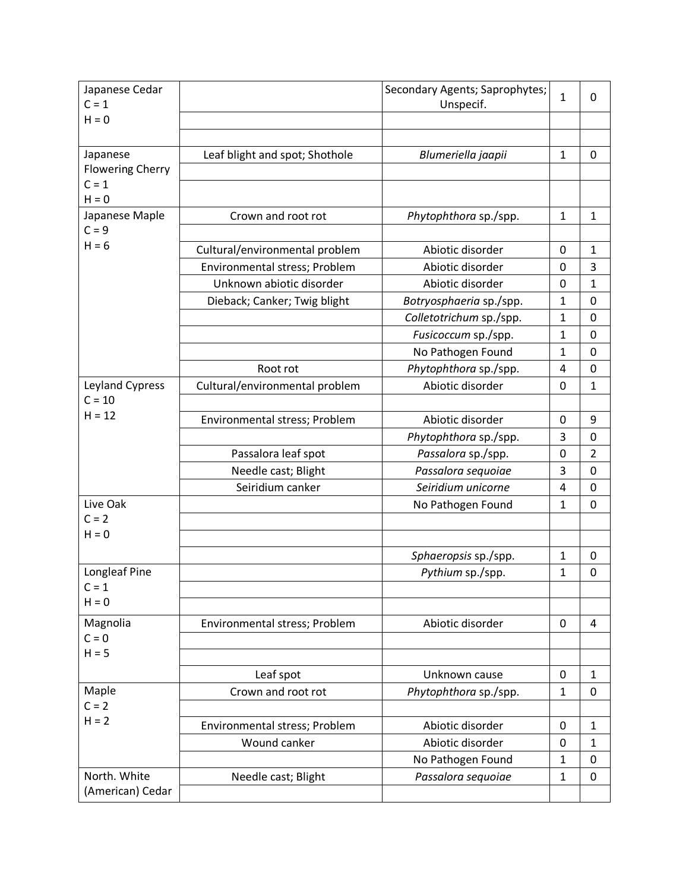| | | | | |
|---|---|---|---|---|
| Japanese Cedar C = 1 H = 0 | | Secondary Agents; Saprophytes; Unspecif. | 1 | 0 |
| | | | | |
| | | | | |
| Japanese Flowering Cherry C = 1 H = 0 | Leaf blight and spot; Shothole | *Blumeriella jaapii* | 1 | 0 |
| | | | | |
| | | | | |
| Japanese Maple C = 9 H = 6 | Crown and root rot | *Phytophthora* sp./spp. | 1 | 1 |
| | | | | |
| | Cultural/environmental problem | Abiotic disorder | 0 | 1 |
| | Environmental stress; Problem | Abiotic disorder | 0 | 3 |
| | Unknown abiotic disorder | Abiotic disorder | 0 | 1 |
| | Dieback; Canker; Twig blight | *Botryosphaeria* sp./spp. | 1 | 0 |
| | | *Colletotrichum* sp./spp. | 1 | 0 |
| | | *Fusicoccum* sp./spp. | 1 | 0 |
| | | No Pathogen Found | 1 | 0 |
| | Root rot | *Phytophthora* sp./spp. | 4 | 0 |
| Leyland Cypress C = 10 H = 12 | Cultural/environmental problem | Abiotic disorder | 0 | 1 |
| | | | | |
| | Environmental stress; Problem | Abiotic disorder | 0 | 9 |
| | | *Phytophthora* sp./spp. | 3 | 0 |
| | Passalora leaf spot | *Passalora* sp./spp. | 0 | 2 |
| | Needle cast; Blight | *Passalora sequoiae* | 3 | 0 |
| | Seiridium canker | *Seiridium unicorne* | 4 | 0 |
| Live Oak C = 2 H = 0 | | No Pathogen Found | 1 | 0 |
| | | | | |
| | | | | |
| | | *Sphaeropsis* sp./spp. | 1 | 0 |
| Longleaf Pine C = 1 H = 0 | | *Pythium* sp./spp. | 1 | 0 |
| | | | | |
| | | | | |
| Magnolia C = 0 H = 5 | Environmental stress; Problem | Abiotic disorder | 0 | 4 |
| | | | | |
| | | | | |
| | Leaf spot | Unknown cause | 0 | 1 |
| Maple C = 2 H = 2 | Crown and root rot | *Phytophthora* sp./spp. | 1 | 0 |
| | | | | |
| | Environmental stress; Problem | Abiotic disorder | 0 | 1 |
| | Wound canker | Abiotic disorder | 0 | 1 |
| | | No Pathogen Found | 1 | 0 |
| North. White (American) Cedar | Needle cast; Blight | *Passalora sequoiae* | 1 | 0 |
| | | | | |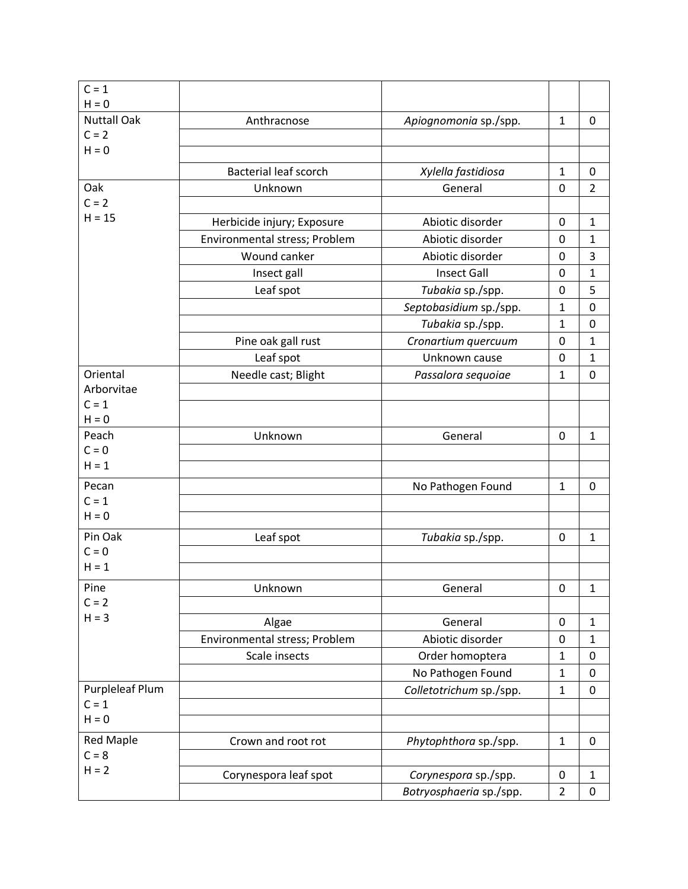| | | | | |
|---|---|---|---|---|
| C = 1<br>H = 0 | | | | |
| Nuttall Oak<br>C = 2<br>H = 0 | Anthracnose | *Apiognomonia* sp./spp. | 1 | 0 |
| | | | | |
| | | | | |
| | Bacterial leaf scorch | *Xylella fastidiosa* | 1 | 0 |
| Oak<br>C = 2<br>H = 15 | Unknown | General | 0 | 2 |
| | | | | |
| | Herbicide injury; Exposure | Abiotic disorder | 0 | 1 |
| | Environmental stress; Problem | Abiotic disorder | 0 | 1 |
| | Wound canker | Abiotic disorder | 0 | 3 |
| | Insect gall | Insect Gall | 0 | 1 |
| | Leaf spot | *Tubakia* sp./spp. | 0 | 5 |
| | | *Septobasidium* sp./spp. | 1 | 0 |
| | | *Tubakia* sp./spp. | 1 | 0 |
| | Pine oak gall rust | *Cronartium quercuum* | 0 | 1 |
| | Leaf spot | Unknown cause | 0 | 1 |
| Oriental Arborvitae<br>C = 1<br>H = 0 | Needle cast; Blight | *Passalora sequoiae* | 1 | 0 |
| | | | | |
| | | | | |
| Peach<br>C = 0<br>H = 1 | Unknown | General | 0 | 1 |
| | | | | |
| | | | | |
| Pecan<br>C = 1<br>H = 0 | | No Pathogen Found | 1 | 0 |
| | | | | |
| | | | | |
| Pin Oak<br>C = 0<br>H = 1 | Leaf spot | *Tubakia* sp./spp. | 0 | 1 |
| | | | | |
| | | | | |
| Pine<br>C = 2<br>H = 3 | Unknown | General | 0 | 1 |
| | | | | |
| | Algae | General | 0 | 1 |
| | Environmental stress; Problem | Abiotic disorder | 0 | 1 |
| | Scale insects | Order homoptera | 1 | 0 |
| | | No Pathogen Found | 1 | 0 |
| Purpleleaf Plum<br>C = 1<br>H = 0 | | *Colletotrichum* sp./spp. | 1 | 0 |
| | | | | |
| | | | | |
| Red Maple<br>C = 8<br>H = 2 | Crown and root rot | *Phytophthora* sp./spp. | 1 | 0 |
| | | | | |
| | Corynespora leaf spot | *Corynespora* sp./spp. | 0 | 1 |
| | | *Botryosphaeria* sp./spp. | 2 | 0 |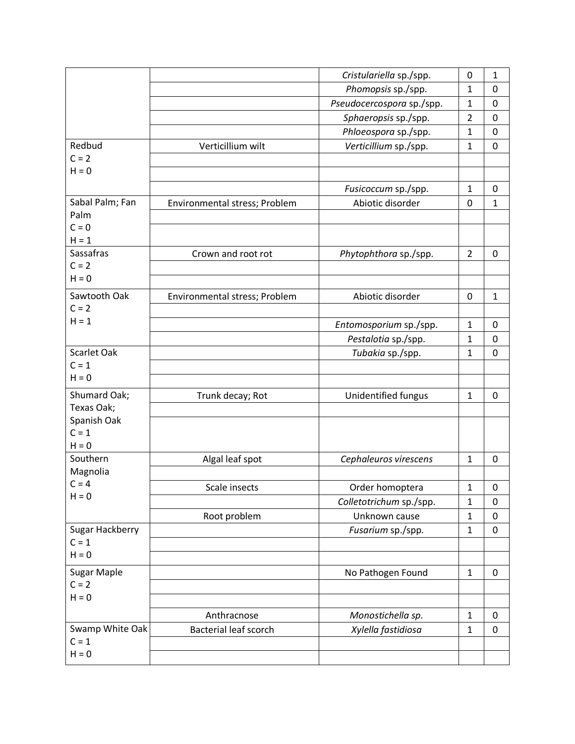| | | *Cristulariella* sp./spp. | 0 | 1 |
|---|---|---|---|---|
| | | *Phomopsis* sp./spp. | 1 | 0 |
| | | *Pseudocercospora* sp./spp. | 1 | 0 |
| | | *Sphaeropsis* sp./spp. | 2 | 0 |
| | | *Phloeospora* sp./spp. | 1 | 0 |
| Redbud<br>C = 2<br>H = 0 | Verticillium wilt | *Verticillium* sp./spp. | 1 | 0 |
| | | | | |
| | | | | |
| | | *Fusicoccum* sp./spp. | 1 | 0 |
| Sabal Palm; Fan Palm<br>C = 0<br>H = 1 | Environmental stress; Problem | Abiotic disorder | 0 | 1 |
| | | | | |
| | | | | |
| Sassafras<br>C = 2<br>H = 0 | Crown and root rot | *Phytophthora* sp./spp. | 2 | 0 |
| | | | | |
| | | | | |
| Sawtooth Oak<br>C = 2<br>H = 1 | Environmental stress; Problem | Abiotic disorder | 0 | 1 |
| | | | | |
| | | *Entomosporium* sp./spp. | 1 | 0 |
| | | *Pestalotia* sp./spp. | 1 | 0 |
| Scarlet Oak<br>C = 1<br>H = 0 | | *Tubakia* sp./spp. | 1 | 0 |
| | | | | |
| | | | | |
| Shumard Oak; Texas Oak; Spanish Oak<br>C = 1<br>H = 0 | Trunk decay; Rot | Unidentified fungus | 1 | 0 |
| | | | | |
| | | | | |
| Southern Magnolia<br>C = 4<br>H = 0 | Algal leaf spot | *Cephaleuros virescens* | 1 | 0 |
| | | | | |
| | Scale insects | Order homoptera | 1 | 0 |
| | | *Colletotrichum* sp./spp. | 1 | 0 |
| | Root problem | Unknown cause | 1 | 0 |
| Sugar Hackberry<br>C = 1<br>H = 0 | | *Fusarium* sp./spp. | 1 | 0 |
| | | | | |
| | | | | |
| Sugar Maple<br>C = 2<br>H = 0 | | No Pathogen Found | 1 | 0 |
| | | | | |
| | | | | |
| | Anthracnose | *Monostichella sp.* | 1 | 0 |
| Swamp White Oak<br>C = 1<br>H = 0 | Bacterial leaf scorch | *Xylella fastidiosa* | 1 | 0 |
| | | | | |
| | | | | |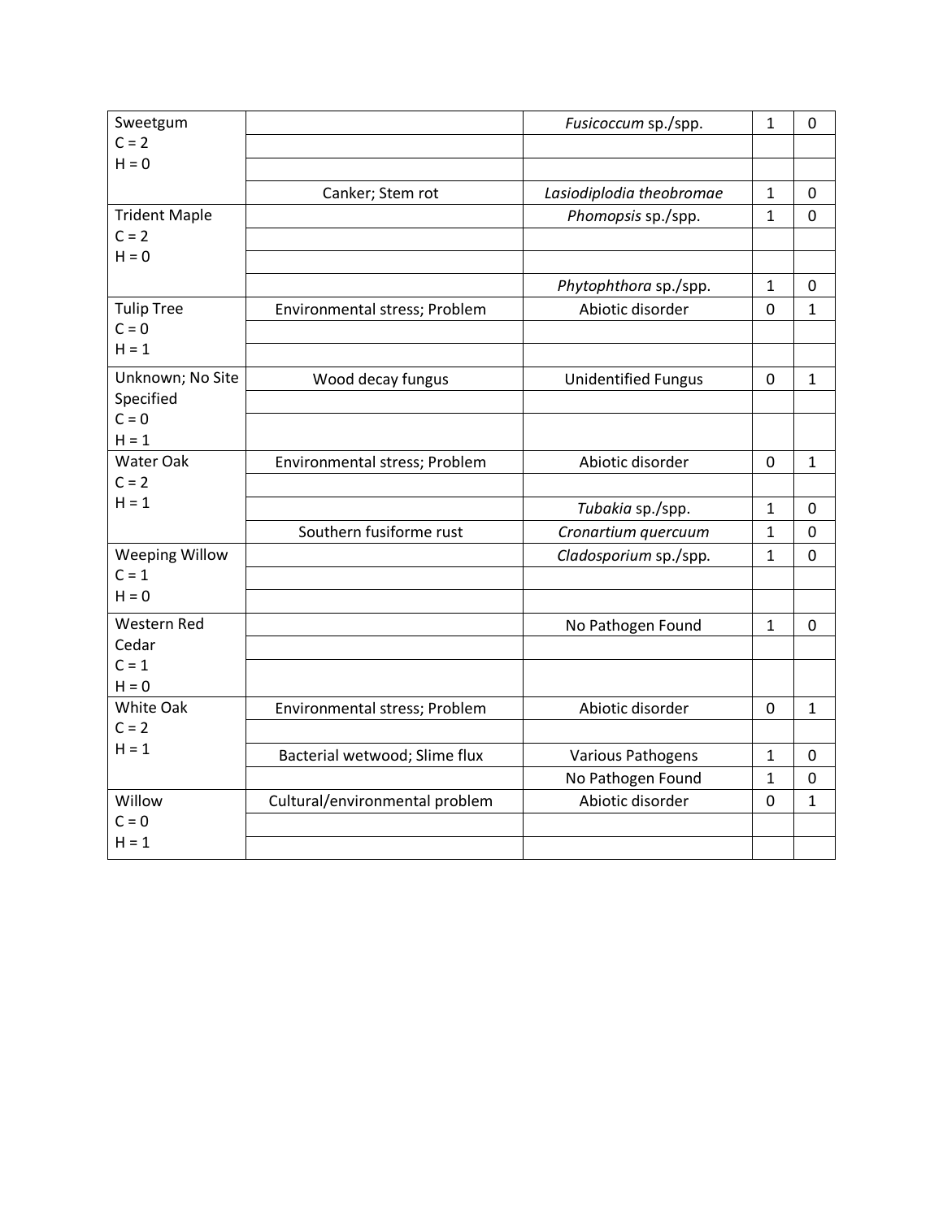| | | | | |
|---|---|---|---|---|
| Sweetgum<br>C = 2<br>H = 0 | | *Fusicoccum* sp./spp. | 1 | 0 |
| | | | | |
| | | | | |
| | Canker; Stem rot | *Lasiodiplodia theobromae* | 1 | 0 |
| Trident Maple<br>C = 2<br>H = 0 | | *Phomopsis* sp./spp. | 1 | 0 |
| | | | | |
| | | | | |
| | | *Phytophthora* sp./spp. | 1 | 0 |
| Tulip Tree<br>C = 0<br>H = 1 | Environmental stress; Problem | Abiotic disorder | 0 | 1 |
| | | | | |
| | | | | |
| Unknown; No Site Specified<br>C = 0<br>H = 1 | Wood decay fungus | Unidentified Fungus | 0 | 1 |
| | | | | |
| | | | | |
| Water Oak<br>C = 2<br>H = 1 | Environmental stress; Problem | Abiotic disorder | 0 | 1 |
| | | | | |
| | | *Tubakia* sp./spp. | 1 | 0 |
| | Southern fusiforme rust | *Cronartium quercuum* | 1 | 0 |
| Weeping Willow<br>C = 1<br>H = 0 | | *Cladosporium* sp./spp. | 1 | 0 |
| | | | | |
| | | | | |
| Western Red Cedar<br>C = 1<br>H = 0 | | No Pathogen Found | 1 | 0 |
| | | | | |
| | | | | |
| White Oak<br>C = 2<br>H = 1 | Environmental stress; Problem | Abiotic disorder | 0 | 1 |
| | | | | |
| | Bacterial wetwood; Slime flux | Various Pathogens | 1 | 0 |
| | | No Pathogen Found | 1 | 0 |
| Willow<br>C = 0<br>H = 1 | Cultural/environmental problem | Abiotic disorder | 0 | 1 |
| | | | | |
| | | | | |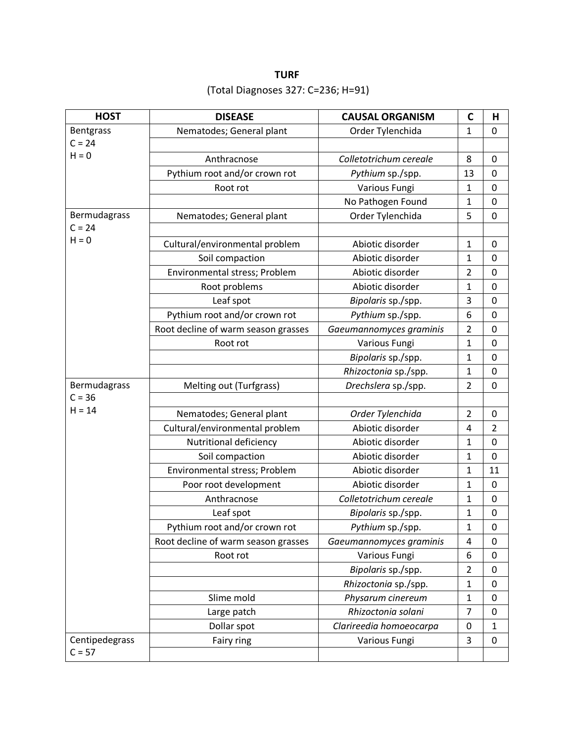**TURF**

(Total Diagnoses 327: C=236; H=91)

| HOST | DISEASE | CAUSAL ORGANISM | C | H |
|---|---|---|---|---|
| Bentgrass<br>C = 24<br>H = 0 | Nematodes; General plant | Order Tylenchida | 1 | 0 |
| | | | | |
| | Anthracnose | *Colletotrichum cereale* | 8 | 0 |
| | Pythium root and/or crown rot | *Pythium* sp./spp. | 13 | 0 |
| | Root rot | Various Fungi | 1 | 0 |
| | | No Pathogen Found | 1 | 0 |
| Bermudagrass<br>C = 24<br>H = 0 | Nematodes; General plant | Order Tylenchida | 5 | 0 |
| | | | | |
| | Cultural/environmental problem | Abiotic disorder | 1 | 0 |
| | Soil compaction | Abiotic disorder | 1 | 0 |
| | Environmental stress; Problem | Abiotic disorder | 2 | 0 |
| | Root problems | Abiotic disorder | 1 | 0 |
| | Leaf spot | *Bipolaris* sp./spp. | 3 | 0 |
| | Pythium root and/or crown rot | *Pythium* sp./spp. | 6 | 0 |
| | Root decline of warm season grasses | *Gaeumannomyces graminis* | 2 | 0 |
| | Root rot | Various Fungi | 1 | 0 |
| | | *Bipolaris* sp./spp. | 1 | 0 |
| | | *Rhizoctonia* sp./spp. | 1 | 0 |
| Bermudagrass<br>C = 36<br>H = 14 | Melting out (Turfgrass) | *Drechslera* sp./spp. | 2 | 0 |
| | | | | |
| | Nematodes; General plant | *Order Tylenchida* | 2 | 0 |
| | Cultural/environmental problem | Abiotic disorder | 4 | 2 |
| | Nutritional deficiency | Abiotic disorder | 1 | 0 |
| | Soil compaction | Abiotic disorder | 1 | 0 |
| | Environmental stress; Problem | Abiotic disorder | 1 | 11 |
| | Poor root development | Abiotic disorder | 1 | 0 |
| | Anthracnose | *Colletotrichum cereale* | 1 | 0 |
| | Leaf spot | *Bipolaris* sp./spp. | 1 | 0 |
| | Pythium root and/or crown rot | *Pythium* sp./spp. | 1 | 0 |
| | Root decline of warm season grasses | *Gaeumannomyces graminis* | 4 | 0 |
| | Root rot | Various Fungi | 6 | 0 |
| | | *Bipolaris* sp./spp. | 2 | 0 |
| | | *Rhizoctonia* sp./spp. | 1 | 0 |
| | Slime mold | *Physarum cinereum* | 1 | 0 |
| | Large patch | *Rhizoctonia solani* | 7 | 0 |
| | Dollar spot | *Clarireedia homoeocarpa* | 0 | 1 |
| Centipedegrass<br>C = 57 | Fairy ring | Various Fungi | 3 | 0 |
| | | | | |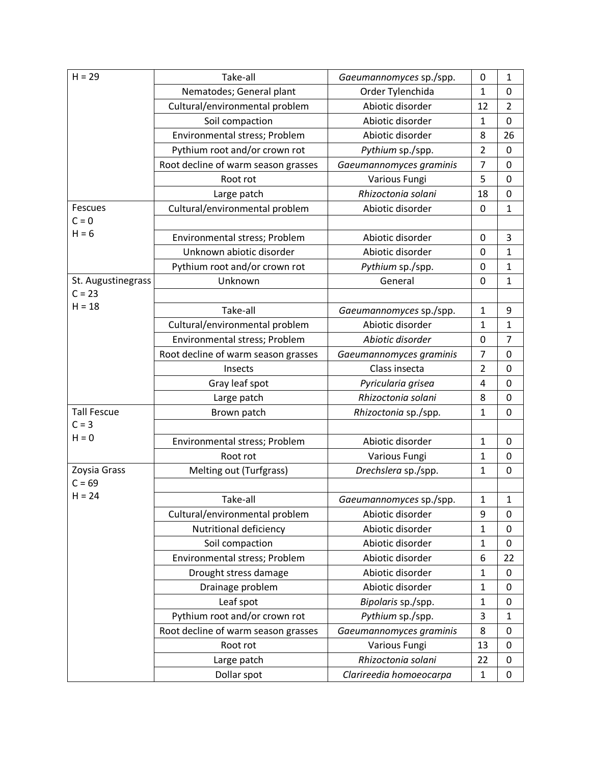| H = 29 | Take-all | *Gaeumannomyces* sp./spp. | 0 | 1 |
|---|---|---|---|---|
| | Nematodes; General plant | Order Tylenchida | 1 | 0 |
| | Cultural/environmental problem | Abiotic disorder | 12 | 2 |
| | Soil compaction | Abiotic disorder | 1 | 0 |
| | Environmental stress; Problem | Abiotic disorder | 8 | 26 |
| | Pythium root and/or crown rot | *Pythium* sp./spp. | 2 | 0 |
| | Root decline of warm season grasses | *Gaeumannomyces graminis* | 7 | 0 |
| | Root rot | Various Fungi | 5 | 0 |
| | Large patch | *Rhizoctonia solani* | 18 | 0 |
| Fescues C = 0 H = 6 | Cultural/environmental problem | Abiotic disorder | 0 | 1 |
| | | | | |
| | Environmental stress; Problem | Abiotic disorder | 0 | 3 |
| | Unknown abiotic disorder | Abiotic disorder | 0 | 1 |
| | Pythium root and/or crown rot | *Pythium* sp./spp. | 0 | 1 |
| St. Augustinegrass C = 23 H = 18 | Unknown | General | 0 | 1 |
| | | | | |
| | Take-all | *Gaeumannomyces* sp./spp. | 1 | 9 |
| | Cultural/environmental problem | Abiotic disorder | 1 | 1 |
| | Environmental stress; Problem | *Abiotic disorder* | 0 | 7 |
| | Root decline of warm season grasses | *Gaeumannomyces graminis* | 7 | 0 |
| | Insects | Class insecta | 2 | 0 |
| | Gray leaf spot | *Pyricularia grisea* | 4 | 0 |
| | Large patch | *Rhizoctonia solani* | 8 | 0 |
| Tall Fescue C = 3 H = 0 | Brown patch | *Rhizoctonia* sp./spp. | 1 | 0 |
| | | | | |
| | Environmental stress; Problem | Abiotic disorder | 1 | 0 |
| | Root rot | Various Fungi | 1 | 0 |
| Zoysia Grass C = 69 H = 24 | Melting out (Turfgrass) | *Drechslera* sp./spp. | 1 | 0 |
| | | | | |
| | Take-all | *Gaeumannomyces* sp./spp. | 1 | 1 |
| | Cultural/environmental problem | Abiotic disorder | 9 | 0 |
| | Nutritional deficiency | Abiotic disorder | 1 | 0 |
| | Soil compaction | Abiotic disorder | 1 | 0 |
| | Environmental stress; Problem | Abiotic disorder | 6 | 22 |
| | Drought stress damage | Abiotic disorder | 1 | 0 |
| | Drainage problem | Abiotic disorder | 1 | 0 |
| | Leaf spot | *Bipolaris* sp./spp. | 1 | 0 |
| | Pythium root and/or crown rot | *Pythium* sp./spp. | 3 | 1 |
| | Root decline of warm season grasses | *Gaeumannomyces graminis* | 8 | 0 |
| | Root rot | Various Fungi | 13 | 0 |
| | Large patch | *Rhizoctonia solani* | 22 | 0 |
| | Dollar spot | *Clarireedia homoeocarpa* | 1 | 0 |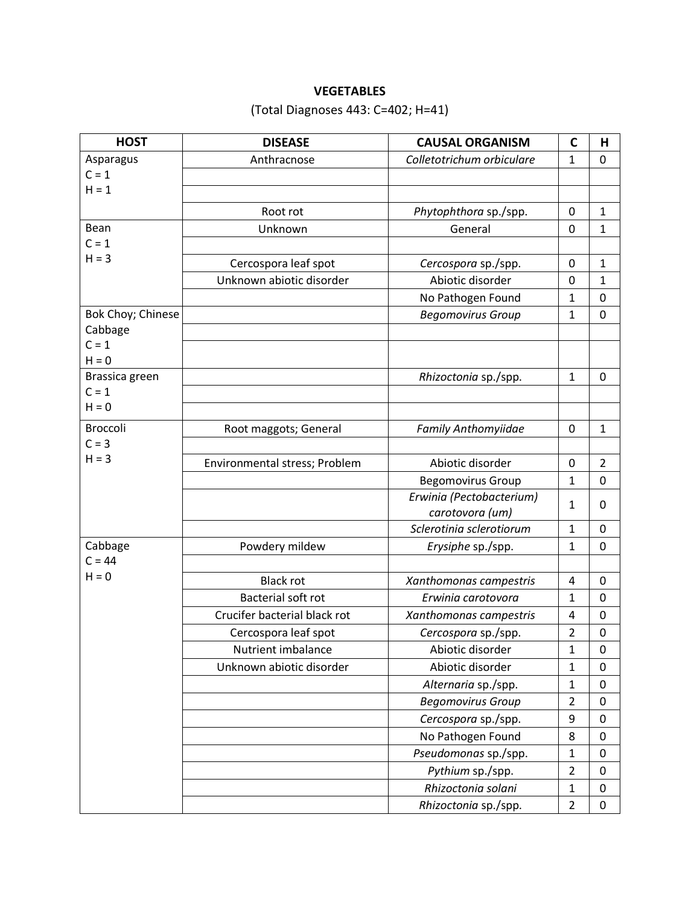**VEGETABLES**

(Total Diagnoses 443: C=402; H=41)

| HOST | DISEASE | CAUSAL ORGANISM | C | H |
|---|---|---|---|---|
| Asparagus C = 1 H = 1 | Anthracnose | *Colletotrichum orbiculare* | 1 | 0 |
| | | | | |
| | | | | |
| | Root rot | *Phytophthora* sp./spp. | 0 | 1 |
| Bean C = 1 H = 3 | Unknown | General | 0 | 1 |
| | | | | |
| | Cercospora leaf spot | *Cercospora* sp./spp. | 0 | 1 |
| | Unknown abiotic disorder | Abiotic disorder | 0 | 1 |
| | | No Pathogen Found | 1 | 0 |
| Bok Choy; Chinese Cabbage C = 1 H = 0 | | *Begomovirus Group* | 1 | 0 |
| | | | | |
| | | | | |
| Brassica green C = 1 H = 0 | | *Rhizoctonia* sp./spp. | 1 | 0 |
| | | | | |
| | | | | |
| Broccoli C = 3 H = 3 | Root maggots; General | *Family Anthomyiidae* | 0 | 1 |
| | | | | |
| | Environmental stress; Problem | Abiotic disorder | 0 | 2 |
| | | Begomovirus Group | 1 | 0 |
| | | *Erwinia (Pectobacterium) carotovora (um)* | 1 | 0 |
| | | *Sclerotinia sclerotiorum* | 1 | 0 |
| Cabbage C = 44 H = 0 | Powdery mildew | *Erysiphe* sp./spp. | 1 | 0 |
| | | | | |
| | Black rot | *Xanthomonas campestris* | 4 | 0 |
| | Bacterial soft rot | *Erwinia carotovora* | 1 | 0 |
| | Crucifer bacterial black rot | *Xanthomonas campestris* | 4 | 0 |
| | Cercospora leaf spot | *Cercospora* sp./spp. | 2 | 0 |
| | Nutrient imbalance | Abiotic disorder | 1 | 0 |
| | Unknown abiotic disorder | Abiotic disorder | 1 | 0 |
| | | *Alternaria* sp./spp. | 1 | 0 |
| | | *Begomovirus Group* | 2 | 0 |
| | | *Cercospora* sp./spp. | 9 | 0 |
| | | No Pathogen Found | 8 | 0 |
| | | *Pseudomonas* sp./spp. | 1 | 0 |
| | | *Pythium* sp./spp. | 2 | 0 |
| | | *Rhizoctonia solani* | 1 | 0 |
| | | *Rhizoctonia* sp./spp. | 2 | 0 |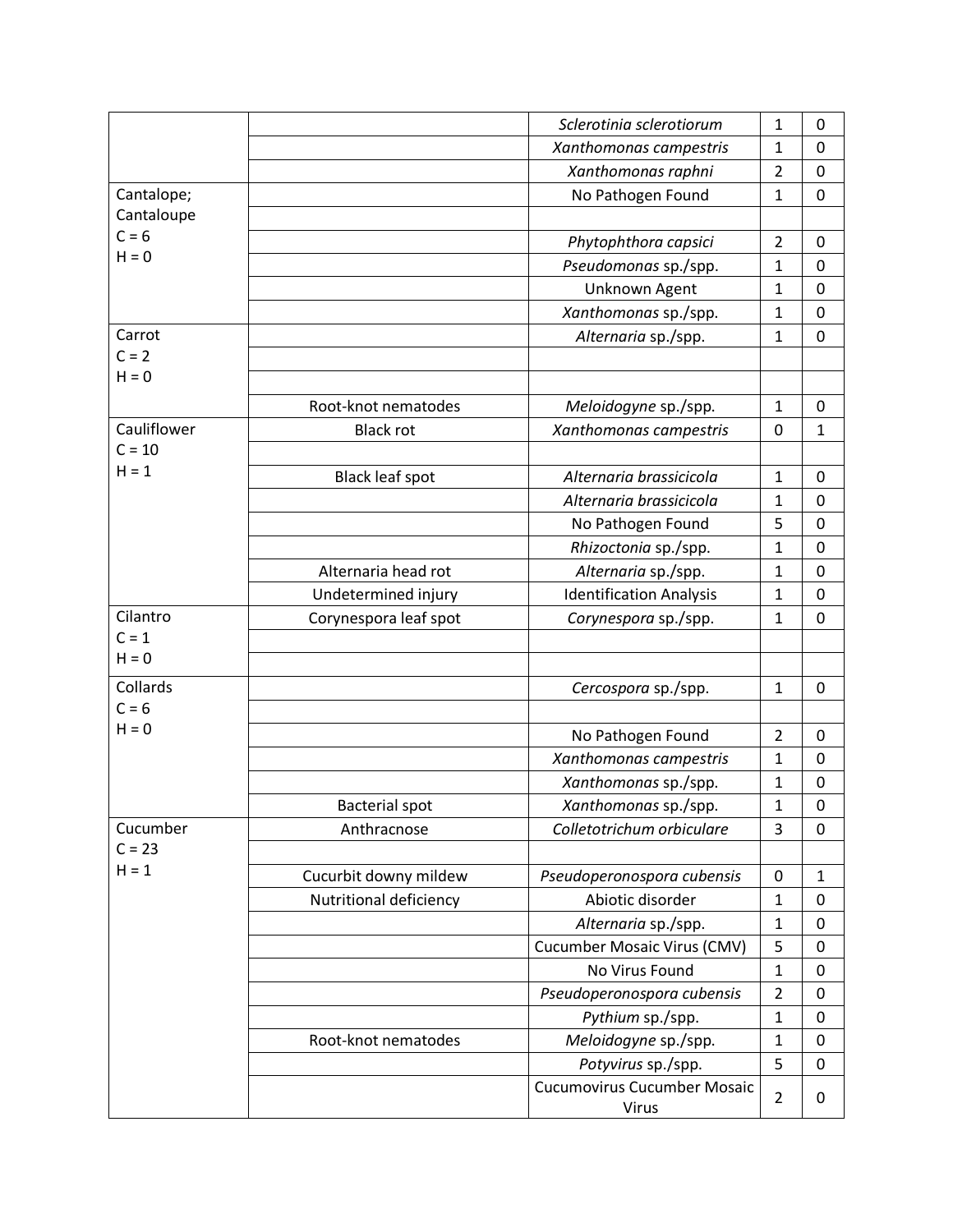| | | | | |
|---|---|---|---|---|
| | | *Sclerotinia sclerotiorum* | 1 | 0 |
| | | *Xanthomonas campestris* | 1 | 0 |
| | | *Xanthomonas raphni* | 2 | 0 |
| Cantalope; Cantaloupe C = 6 H = 0 | | No Pathogen Found | 1 | 0 |
| | | | | |
| | | *Phytophthora capsici* | 2 | 0 |
| | | *Pseudomonas* sp./spp. | 1 | 0 |
| | | Unknown Agent | 1 | 0 |
| | | *Xanthomonas* sp./spp. | 1 | 0 |
| Carrot C = 2 H = 0 | | *Alternaria* sp./spp. | 1 | 0 |
| | | | | |
| | | | | |
| | Root-knot nematodes | *Meloidogyne* sp./spp. | 1 | 0 |
| Cauliflower C = 10 H = 1 | Black rot | *Xanthomonas campestris* | 0 | 1 |
| | | | | |
| | Black leaf spot | *Alternaria brassicicola* | 1 | 0 |
| | | *Alternaria brassicicola* | 1 | 0 |
| | | No Pathogen Found | 5 | 0 |
| | | *Rhizoctonia* sp./spp. | 1 | 0 |
| | Alternaria head rot | *Alternaria* sp./spp. | 1 | 0 |
| | Undetermined injury | Identification Analysis | 1 | 0 |
| Cilantro C = 1 H = 0 | Corynespora leaf spot | *Corynespora* sp./spp. | 1 | 0 |
| | | | | |
| | | | | |
| Collards C = 6 H = 0 | | *Cercospora* sp./spp. | 1 | 0 |
| | | | | |
| | | No Pathogen Found | 2 | 0 |
| | | *Xanthomonas campestris* | 1 | 0 |
| | | *Xanthomonas* sp./spp. | 1 | 0 |
| | Bacterial spot | *Xanthomonas* sp./spp. | 1 | 0 |
| Cucumber C = 23 H = 1 | Anthracnose | *Colletotrichum orbiculare* | 3 | 0 |
| | | | | |
| | Cucurbit downy mildew | *Pseudoperonospora cubensis* | 0 | 1 |
| | Nutritional deficiency | Abiotic disorder | 1 | 0 |
| | | *Alternaria* sp./spp. | 1 | 0 |
| | | Cucumber Mosaic Virus (CMV) | 5 | 0 |
| | | No Virus Found | 1 | 0 |
| | | *Pseudoperonospora cubensis* | 2 | 0 |
| | | *Pythium* sp./spp. | 1 | 0 |
| | Root-knot nematodes | *Meloidogyne* sp./spp. | 1 | 0 |
| | | *Potyvirus* sp./spp. | 5 | 0 |
| | | Cucumovirus Cucumber Mosaic Virus | 2 | 0 |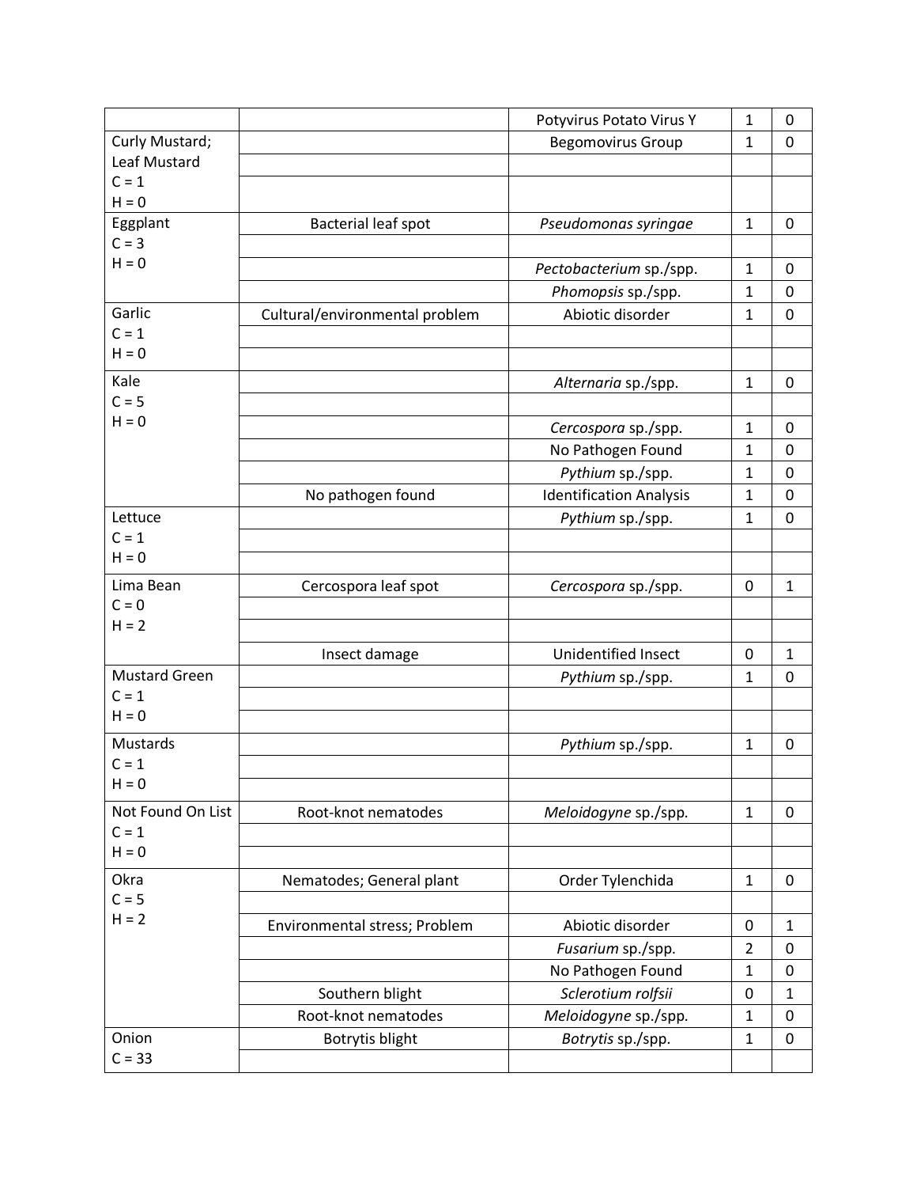| | | | | |
|---|---|---|---|---|
| | | Potyvirus Potato Virus Y | 1 | 0 |
| Curly Mustard; Leaf Mustard C = 1 H = 0 | | Begomovirus Group | 1 | 0 |
| | | | | |
| | | | | |
| Eggplant C = 3 H = 0 | Bacterial leaf spot | *Pseudomonas syringae* | 1 | 0 |
| | | | | |
| | | *Pectobacterium* sp./spp. | 1 | 0 |
| | | *Phomopsis* sp./spp. | 1 | 0 |
| Garlic C = 1 H = 0 | Cultural/environmental problem | Abiotic disorder | 1 | 0 |
| | | | | |
| | | | | |
| Kale C = 5 H = 0 | | *Alternaria* sp./spp. | 1 | 0 |
| | | | | |
| | | *Cercospora* sp./spp. | 1 | 0 |
| | | No Pathogen Found | 1 | 0 |
| | | *Pythium* sp./spp. | 1 | 0 |
| | No pathogen found | Identification Analysis | 1 | 0 |
| Lettuce C = 1 H = 0 | | *Pythium* sp./spp. | 1 | 0 |
| | | | | |
| | | | | |
| Lima Bean C = 0 H = 2 | Cercospora leaf spot | *Cercospora* sp./spp. | 0 | 1 |
| | | | | |
| | | | | |
| | Insect damage | Unidentified Insect | 0 | 1 |
| Mustard Green C = 1 H = 0 | | *Pythium* sp./spp. | 1 | 0 |
| | | | | |
| | | | | |
| Mustards C = 1 H = 0 | | *Pythium* sp./spp. | 1 | 0 |
| | | | | |
| | | | | |
| Not Found On List C = 1 H = 0 | Root-knot nematodes | *Meloidogyne* sp./spp. | 1 | 0 |
| | | | | |
| | | | | |
| Okra C = 5 H = 2 | Nematodes; General plant | Order Tylenchida | 1 | 0 |
| | | | | |
| | Environmental stress; Problem | Abiotic disorder | 0 | 1 |
| | | *Fusarium* sp./spp. | 2 | 0 |
| | | No Pathogen Found | 1 | 0 |
| | Southern blight | *Sclerotium rolfsii* | 0 | 1 |
| | Root-knot nematodes | *Meloidogyne* sp./spp. | 1 | 0 |
| Onion C = 33 | Botrytis blight | *Botrytis* sp./spp. | 1 | 0 |
| | | | | |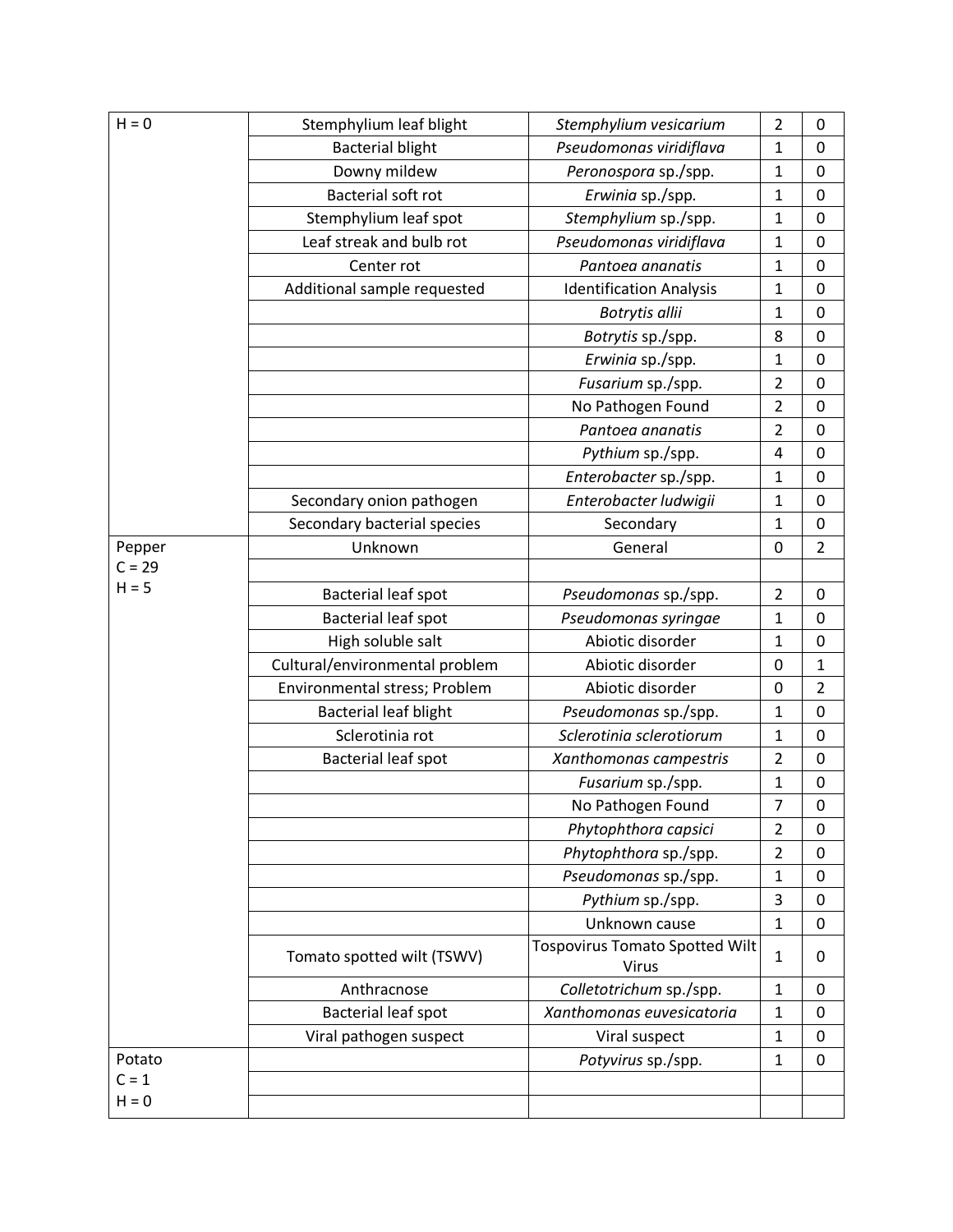| H = 0 | Stemphylium leaf blight | *Stemphylium vesicarium* | 2 | 0 |
|---|---|---|---|---|
| | Bacterial blight | *Pseudomonas viridiflava* | 1 | 0 |
| | Downy mildew | *Peronospora* sp./spp. | 1 | 0 |
| | Bacterial soft rot | *Erwinia* sp./spp. | 1 | 0 |
| | Stemphylium leaf spot | *Stemphylium* sp./spp. | 1 | 0 |
| | Leaf streak and bulb rot | *Pseudomonas viridiflava* | 1 | 0 |
| | Center rot | *Pantoea ananatis* | 1 | 0 |
| | Additional sample requested | Identification Analysis | 1 | 0 |
| | | *Botrytis allii* | 1 | 0 |
| | | *Botrytis* sp./spp. | 8 | 0 |
| | | *Erwinia* sp./spp. | 1 | 0 |
| | | *Fusarium* sp./spp. | 2 | 0 |
| | | No Pathogen Found | 2 | 0 |
| | | *Pantoea ananatis* | 2 | 0 |
| | | *Pythium* sp./spp. | 4 | 0 |
| | | *Enterobacter* sp./spp. | 1 | 0 |
| | Secondary onion pathogen | *Enterobacter ludwigii* | 1 | 0 |
| | Secondary bacterial species | Secondary | 1 | 0 |
| Pepper C = 29 H = 5 | Unknown | General | 0 | 2 |
| | | | | |
| | Bacterial leaf spot | *Pseudomonas* sp./spp. | 2 | 0 |
| | Bacterial leaf spot | *Pseudomonas syringae* | 1 | 0 |
| | High soluble salt | Abiotic disorder | 1 | 0 |
| | Cultural/environmental problem | Abiotic disorder | 0 | 1 |
| | Environmental stress; Problem | Abiotic disorder | 0 | 2 |
| | Bacterial leaf blight | *Pseudomonas* sp./spp. | 1 | 0 |
| | Sclerotinia rot | *Sclerotinia sclerotiorum* | 1 | 0 |
| | Bacterial leaf spot | *Xanthomonas campestris* | 2 | 0 |
| | | *Fusarium* sp./spp. | 1 | 0 |
| | | No Pathogen Found | 7 | 0 |
| | | *Phytophthora capsici* | 2 | 0 |
| | | *Phytophthora* sp./spp. | 2 | 0 |
| | | *Pseudomonas* sp./spp. | 1 | 0 |
| | | *Pythium* sp./spp. | 3 | 0 |
| | | Unknown cause | 1 | 0 |
| | Tomato spotted wilt (TSWV) | Tospovirus Tomato Spotted Wilt Virus | 1 | 0 |
| | Anthracnose | *Colletotrichum* sp./spp. | 1 | 0 |
| | Bacterial leaf spot | *Xanthomonas euvesicatoria* | 1 | 0 |
| | Viral pathogen suspect | Viral suspect | 1 | 0 |
| Potato C = 1 H = 0 | | *Potyvirus* sp./spp. | 1 | 0 |
| | | | | |
| | | | | |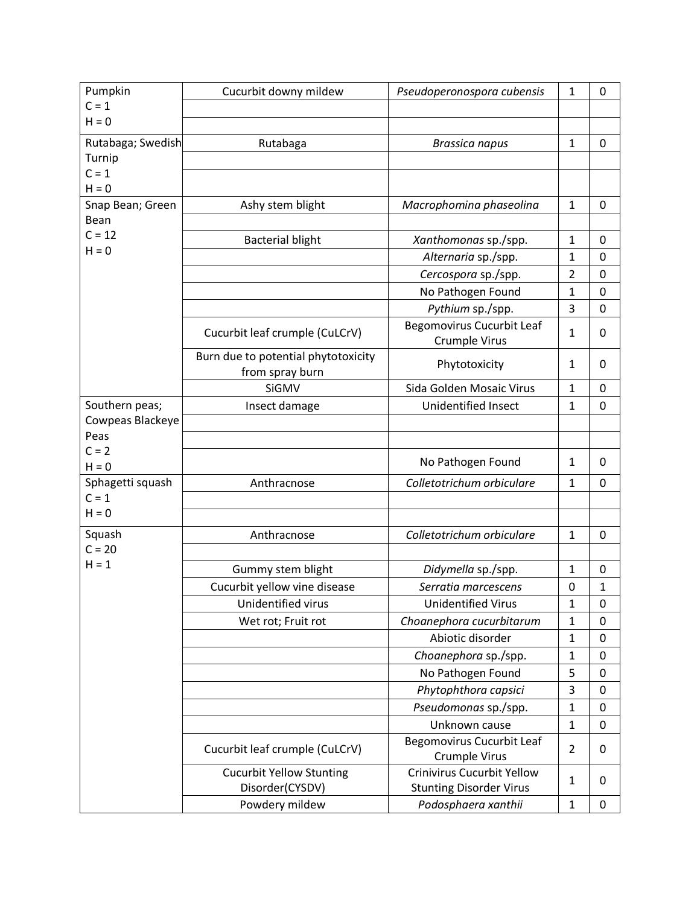| | | | | |
|---|---|---|---|---|
| Pumpkin<br>C = 1<br>H = 0 | Cucurbit downy mildew | *Pseudoperonospora cubensis* | 1 | 0 |
| | | | | |
| | | | | |
| Rutabaga; Swedish Turnip<br>C = 1<br>H = 0 | Rutabaga | *Brassica napus* | 1 | 0 |
| | | | | |
| | | | | |
| Snap Bean; Green Bean<br>C = 12<br>H = 0 | Ashy stem blight | *Macrophomina phaseolina* | 1 | 0 |
| | | | | |
| | Bacterial blight | *Xanthomonas* sp./spp. | 1 | 0 |
| | | *Alternaria* sp./spp. | 1 | 0 |
| | | *Cercospora* sp./spp. | 2 | 0 |
| | | No Pathogen Found | 1 | 0 |
| | | *Pythium* sp./spp. | 3 | 0 |
| | Cucurbit leaf crumple (CuLCrV) | Begomovirus Cucurbit Leaf Crumple Virus | 1 | 0 |
| | Burn due to potential phytotoxicity from spray burn | Phytotoxicity | 1 | 0 |
| | SiGMV | Sida Golden Mosaic Virus | 1 | 0 |
| Southern peas; Cowpeas Blackeye Peas<br>C = 2<br>H = 0 | Insect damage | Unidentified Insect | 1 | 0 |
| | | | | |
| | | | | |
| | | No Pathogen Found | 1 | 0 |
| Sphagetti squash<br>C = 1<br>H = 0 | Anthracnose | *Colletotrichum orbiculare* | 1 | 0 |
| | | | | |
| | | | | |
| Squash<br>C = 20<br>H = 1 | Anthracnose | *Colletotrichum orbiculare* | 1 | 0 |
| | | | | |
| | Gummy stem blight | *Didymella* sp./spp. | 1 | 0 |
| | Cucurbit yellow vine disease | *Serratia marcescens* | 0 | 1 |
| | Unidentified virus | Unidentified Virus | 1 | 0 |
| | Wet rot; Fruit rot | *Choanephora cucurbitarum* | 1 | 0 |
| | | Abiotic disorder | 1 | 0 |
| | | *Choanephora* sp./spp. | 1 | 0 |
| | | No Pathogen Found | 5 | 0 |
| | | *Phytophthora capsici* | 3 | 0 |
| | | *Pseudomonas* sp./spp. | 1 | 0 |
| | | Unknown cause | 1 | 0 |
| | Cucurbit leaf crumple (CuLCrV) | Begomovirus Cucurbit Leaf Crumple Virus | 2 | 0 |
| | Cucurbit Yellow Stunting Disorder(CYSDV) | Crinivirus Cucurbit Yellow Stunting Disorder Virus | 1 | 0 |
| | Powdery mildew | *Podosphaera xanthii* | 1 | 0 |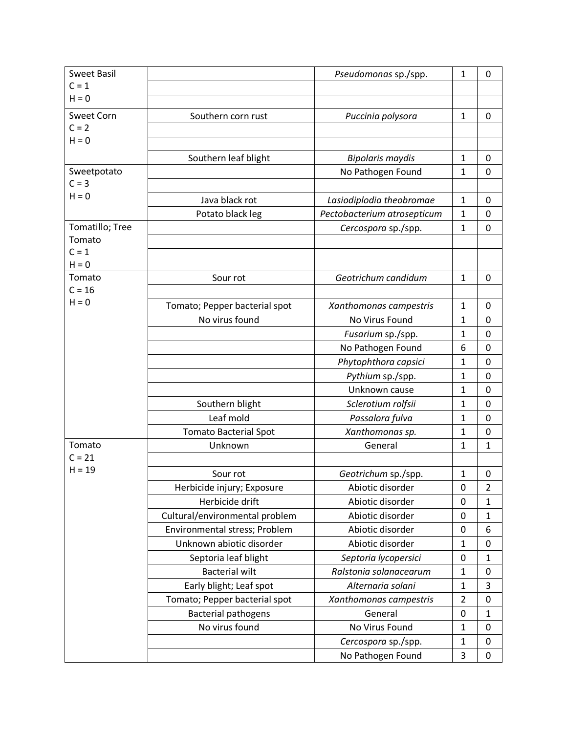| | | | | |
|---|---|---|---|---|
| Sweet Basil<br>C = 1<br>H = 0 | | *Pseudomonas* sp./spp. | 1 | 0 |
| | | | | |
| | | | | |
| Sweet Corn<br>C = 2<br>H = 0 | Southern corn rust | *Puccinia polysora* | 1 | 0 |
| | | | | |
| | | | | |
| | Southern leaf blight | *Bipolaris maydis* | 1 | 0 |
| Sweetpotato<br>C = 3<br>H = 0 | | No Pathogen Found | 1 | 0 |
| | | | | |
| | Java black rot | *Lasiodiplodia theobromae* | 1 | 0 |
| | Potato black leg | *Pectobacterium atrosepticum* | 1 | 0 |
| Tomatillo; Tree Tomato<br>C = 1<br>H = 0 | | *Cercospora* sp./spp. | 1 | 0 |
| | | | | |
| | | | | |
| Tomato<br>C = 16<br>H = 0 | Sour rot | *Geotrichum candidum* | 1 | 0 |
| | | | | |
| | Tomato; Pepper bacterial spot | *Xanthomonas campestris* | 1 | 0 |
| | No virus found | No Virus Found | 1 | 0 |
| | | *Fusarium* sp./spp. | 1 | 0 |
| | | No Pathogen Found | 6 | 0 |
| | | *Phytophthora capsici* | 1 | 0 |
| | | *Pythium* sp./spp. | 1 | 0 |
| | | Unknown cause | 1 | 0 |
| | Southern blight | *Sclerotium rolfsii* | 1 | 0 |
| | Leaf mold | *Passalora fulva* | 1 | 0 |
| | Tomato Bacterial Spot | *Xanthomonas sp.* | 1 | 0 |
| Tomato<br>C = 21<br>H = 19 | Unknown | General | 1 | 1 |
| | | | | |
| | Sour rot | *Geotrichum* sp./spp. | 1 | 0 |
| | Herbicide injury; Exposure | Abiotic disorder | 0 | 2 |
| | Herbicide drift | Abiotic disorder | 0 | 1 |
| | Cultural/environmental problem | Abiotic disorder | 0 | 1 |
| | Environmental stress; Problem | Abiotic disorder | 0 | 6 |
| | Unknown abiotic disorder | Abiotic disorder | 1 | 0 |
| | Septoria leaf blight | *Septoria lycopersici* | 0 | 1 |
| | Bacterial wilt | *Ralstonia solanacearum* | 1 | 0 |
| | Early blight; Leaf spot | *Alternaria solani* | 1 | 3 |
| | Tomato; Pepper bacterial spot | *Xanthomonas campestris* | 2 | 0 |
| | Bacterial pathogens | General | 0 | 1 |
| | No virus found | No Virus Found | 1 | 0 |
| | | *Cercospora* sp./spp. | 1 | 0 |
| | | No Pathogen Found | 3 | 0 |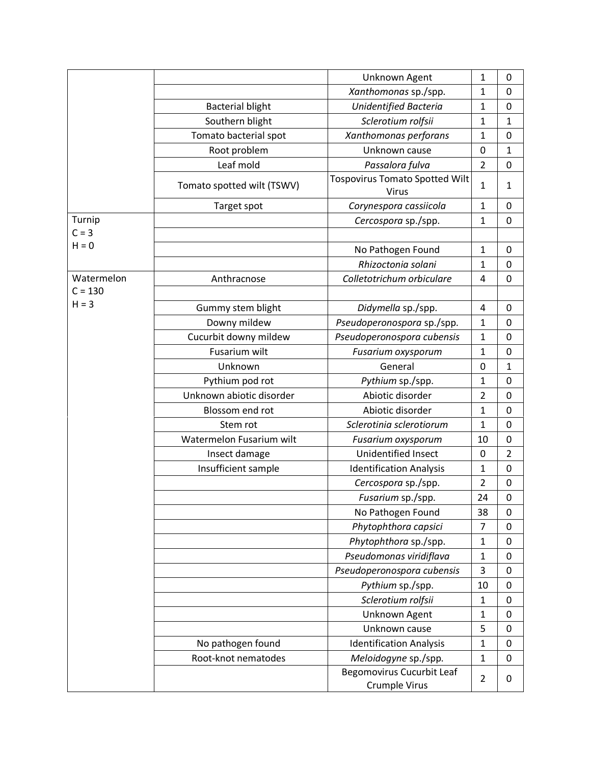| | | | | |
|---|---|---|---|---|
| | | Unknown Agent | 1 | 0 |
| | | *Xanthomonas* sp./spp. | 1 | 0 |
| | Bacterial blight | *Unidentified Bacteria* | 1 | 0 |
| | Southern blight | *Sclerotium rolfsii* | 1 | 1 |
| | Tomato bacterial spot | *Xanthomonas perforans* | 1 | 0 |
| | Root problem | Unknown cause | 0 | 1 |
| | Leaf mold | *Passalora fulva* | 2 | 0 |
| | Tomato spotted wilt (TSWV) | Tospovirus Tomato Spotted Wilt Virus | 1 | 1 |
| | Target spot | *Corynespora cassiicola* | 1 | 0 |
| Turnip C = 3 H = 0 | | *Cercospora* sp./spp. | 1 | 0 |
| | | | | |
| | | No Pathogen Found | 1 | 0 |
| | | *Rhizoctonia solani* | 1 | 0 |
| Watermelon C = 130 H = 3 | Anthracnose | *Colletotrichum orbiculare* | 4 | 0 |
| | | | | |
| | Gummy stem blight | *Didymella* sp./spp. | 4 | 0 |
| | Downy mildew | *Pseudoperonospora* sp./spp. | 1 | 0 |
| | Cucurbit downy mildew | *Pseudoperonospora cubensis* | 1 | 0 |
| | Fusarium wilt | *Fusarium oxysporum* | 1 | 0 |
| | Unknown | General | 0 | 1 |
| | Pythium pod rot | *Pythium* sp./spp. | 1 | 0 |
| | Unknown abiotic disorder | Abiotic disorder | 2 | 0 |
| | Blossom end rot | Abiotic disorder | 1 | 0 |
| | Stem rot | *Sclerotinia sclerotiorum* | 1 | 0 |
| | Watermelon Fusarium wilt | *Fusarium oxysporum* | 10 | 0 |
| | Insect damage | Unidentified Insect | 0 | 2 |
| | Insufficient sample | Identification Analysis | 1 | 0 |
| | | *Cercospora* sp./spp. | 2 | 0 |
| | | *Fusarium* sp./spp. | 24 | 0 |
| | | No Pathogen Found | 38 | 0 |
| | | *Phytophthora capsici* | 7 | 0 |
| | | *Phytophthora* sp./spp. | 1 | 0 |
| | | *Pseudomonas viridiflava* | 1 | 0 |
| | | *Pseudoperonospora cubensis* | 3 | 0 |
| | | *Pythium* sp./spp. | 10 | 0 |
| | | *Sclerotium rolfsii* | 1 | 0 |
| | | Unknown Agent | 1 | 0 |
| | | Unknown cause | 5 | 0 |
| | No pathogen found | Identification Analysis | 1 | 0 |
| | Root-knot nematodes | *Meloidogyne* sp./spp. | 1 | 0 |
| | | Begomovirus Cucurbit Leaf Crumple Virus | 2 | 0 |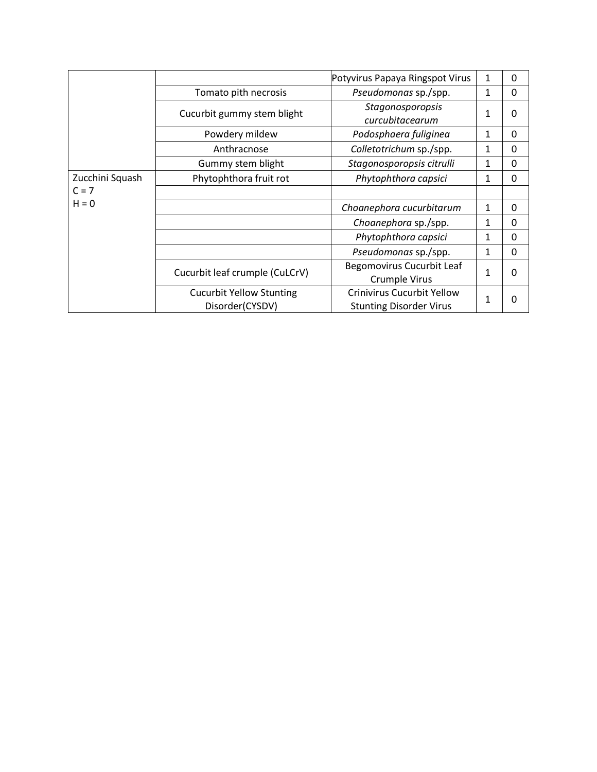| | | | | |
|---|---|---|---|---|
| | | Potyvirus Papaya Ringspot Virus | 1 | 0 |
| | Tomato pith necrosis | *Pseudomonas* sp./spp. | 1 | 0 |
| | Cucurbit gummy stem blight | *Stagonosporopsis curcubitacearum* | 1 | 0 |
| | Powdery mildew | *Podosphaera fuliginea* | 1 | 0 |
| | Anthracnose | *Colletotrichum* sp./spp. | 1 | 0 |
| | Gummy stem blight | *Stagonosporopsis citrulli* | 1 | 0 |
| Zucchini Squash C = 7 H = 0 | Phytophthora fruit rot | *Phytophthora capsici* | 1 | 0 |
| | | | | |
| | | *Choanephora cucurbitarum* | 1 | 0 |
| | | *Choanephora* sp./spp. | 1 | 0 |
| | | *Phytophthora capsici* | 1 | 0 |
| | | *Pseudomonas* sp./spp. | 1 | 0 |
| | Cucurbit leaf crumple (CuLCrV) | Begomovirus Cucurbit Leaf Crumple Virus | 1 | 0 |
| | Cucurbit Yellow Stunting Disorder(CYSDV) | Crinivirus Cucurbit Yellow Stunting Disorder Virus | 1 | 0 |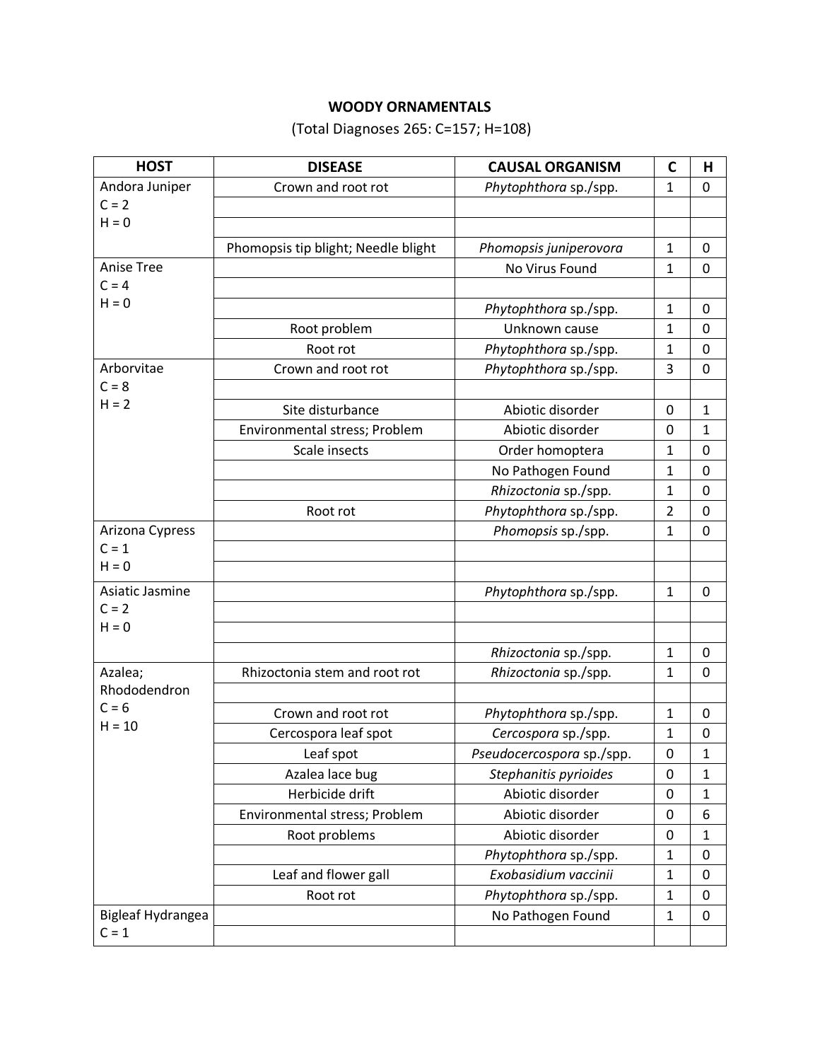**WOODY ORNAMENTALS**

(Total Diagnoses 265: C=157; H=108)

| HOST | DISEASE | CAUSAL ORGANISM | C | H |
|---|---|---|---|---|
| Andora Juniper C = 2 H = 0 | Crown and root rot | *Phytophthora* sp./spp. | 1 | 0 |
| | | | | |
| | | | | |
| | Phomopsis tip blight; Needle blight | *Phomopsis juniperovora* | 1 | 0 |
| Anise Tree C = 4 H = 0 | | No Virus Found | 1 | 0 |
| | | | | |
| | | *Phytophthora* sp./spp. | 1 | 0 |
| | Root problem | Unknown cause | 1 | 0 |
| | Root rot | *Phytophthora* sp./spp. | 1 | 0 |
| Arborvitae C = 8 H = 2 | Crown and root rot | *Phytophthora* sp./spp. | 3 | 0 |
| | | | | |
| | Site disturbance | Abiotic disorder | 0 | 1 |
| | Environmental stress; Problem | Abiotic disorder | 0 | 1 |
| | Scale insects | Order homoptera | 1 | 0 |
| | | No Pathogen Found | 1 | 0 |
| | | *Rhizoctonia* sp./spp. | 1 | 0 |
| | Root rot | *Phytophthora* sp./spp. | 2 | 0 |
| Arizona Cypress C = 1 H = 0 | | *Phomopsis* sp./spp. | 1 | 0 |
| | | | | |
| | | | | |
| Asiatic Jasmine C = 2 H = 0 | | *Phytophthora* sp./spp. | 1 | 0 |
| | | | | |
| | | | | |
| | | *Rhizoctonia* sp./spp. | 1 | 0 |
| Azalea; Rhododendron C = 6 H = 10 | Rhizoctonia stem and root rot | *Rhizoctonia* sp./spp. | 1 | 0 |
| | | | | |
| | Crown and root rot | *Phytophthora* sp./spp. | 1 | 0 |
| | Cercospora leaf spot | *Cercospora* sp./spp. | 1 | 0 |
| | Leaf spot | *Pseudocercospora* sp./spp. | 0 | 1 |
| | Azalea lace bug | *Stephanitis pyrioides* | 0 | 1 |
| | Herbicide drift | Abiotic disorder | 0 | 1 |
| | Environmental stress; Problem | Abiotic disorder | 0 | 6 |
| | Root problems | Abiotic disorder | 0 | 1 |
| | | *Phytophthora* sp./spp. | 1 | 0 |
| | Leaf and flower gall | *Exobasidium vaccinii* | 1 | 0 |
| | Root rot | *Phytophthora* sp./spp. | 1 | 0 |
| Bigleaf Hydrangea C = 1 | | No Pathogen Found | 1 | 0 |
| | | | | |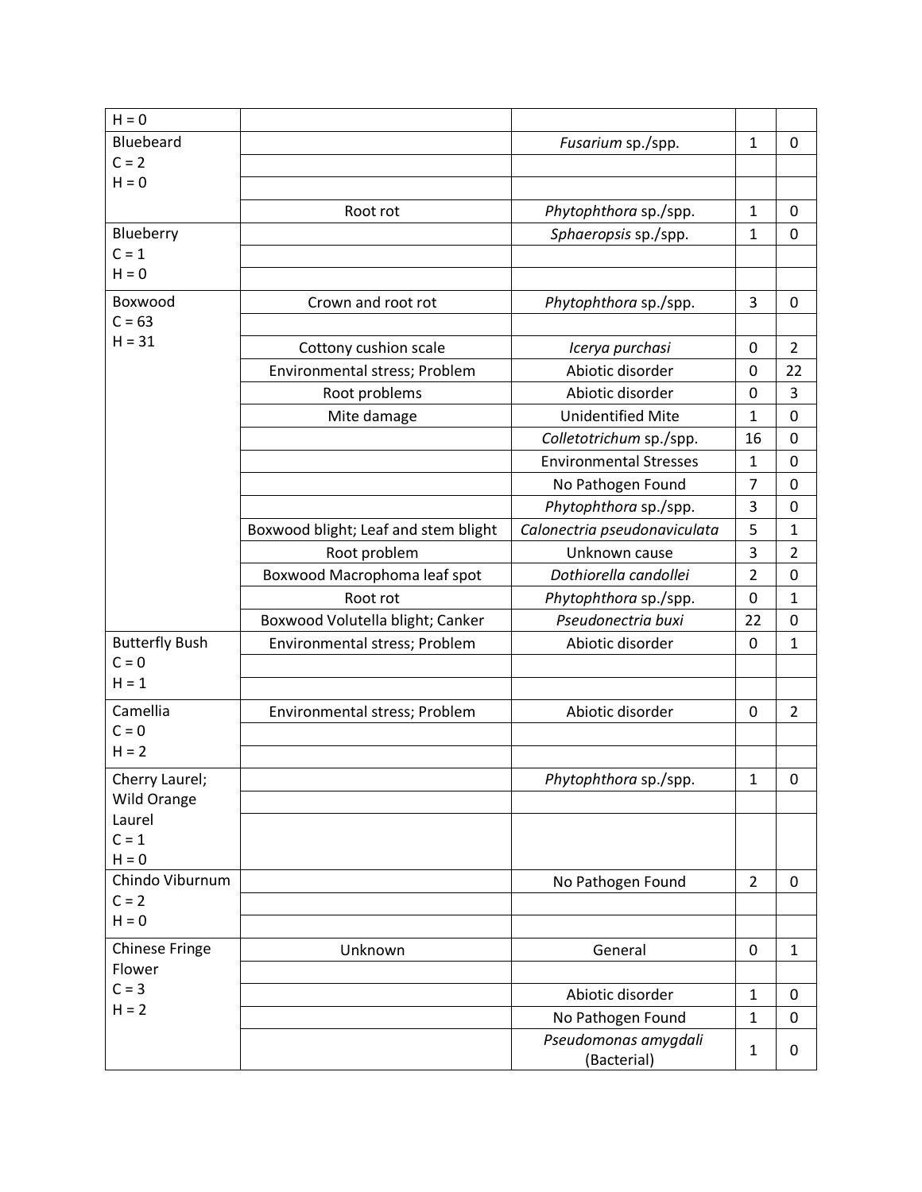| | | | | |
|---|---|---|---|---|
| H = 0 | | | | |
| Bluebeard<br>C = 2<br>H = 0 | | *Fusarium* sp./spp. | 1 | 0 |
| | | | | |
| | | | | |
| | Root rot | *Phytophthora* sp./spp. | 1 | 0 |
| Blueberry<br>C = 1<br>H = 0 | | *Sphaeropsis* sp./spp. | 1 | 0 |
| | | | | |
| | | | | |
| Boxwood<br>C = 63<br>H = 31 | Crown and root rot | *Phytophthora* sp./spp. | 3 | 0 |
| | | | | |
| | Cottony cushion scale | *Icerya purchasi* | 0 | 2 |
| | Environmental stress; Problem | Abiotic disorder | 0 | 22 |
| | Root problems | Abiotic disorder | 0 | 3 |
| | Mite damage | Unidentified Mite | 1 | 0 |
| | | *Colletotrichum* sp./spp. | 16 | 0 |
| | | Environmental Stresses | 1 | 0 |
| | | No Pathogen Found | 7 | 0 |
| | | *Phytophthora* sp./spp. | 3 | 0 |
| | Boxwood blight; Leaf and stem blight | *Calonectria pseudonaviculata* | 5 | 1 |
| | Root problem | Unknown cause | 3 | 2 |
| | Boxwood Macrophoma leaf spot | *Dothiorella candollei* | 2 | 0 |
| | Root rot | *Phytophthora* sp./spp. | 0 | 1 |
| | Boxwood Volutella blight; Canker | *Pseudonectria buxi* | 22 | 0 |
| Butterfly Bush<br>C = 0<br>H = 1 | Environmental stress; Problem | Abiotic disorder | 0 | 1 |
| | | | | |
| | | | | |
| Camellia<br>C = 0<br>H = 2 | Environmental stress; Problem | Abiotic disorder | 0 | 2 |
| | | | | |
| | | | | |
| Cherry Laurel; Wild Orange Laurel<br>C = 1<br>H = 0 | | *Phytophthora* sp./spp. | 1 | 0 |
| | | | | |
| | | | | |
| Chindo Viburnum<br>C = 2<br>H = 0 | | No Pathogen Found | 2 | 0 |
| | | | | |
| | | | | |
| Chinese Fringe Flower<br>C = 3<br>H = 2 | Unknown | General | 0 | 1 |
| | | | | |
| | | Abiotic disorder | 1 | 0 |
| | | No Pathogen Found | 1 | 0 |
| | | *Pseudomonas amygdali* (Bacterial) | 1 | 0 |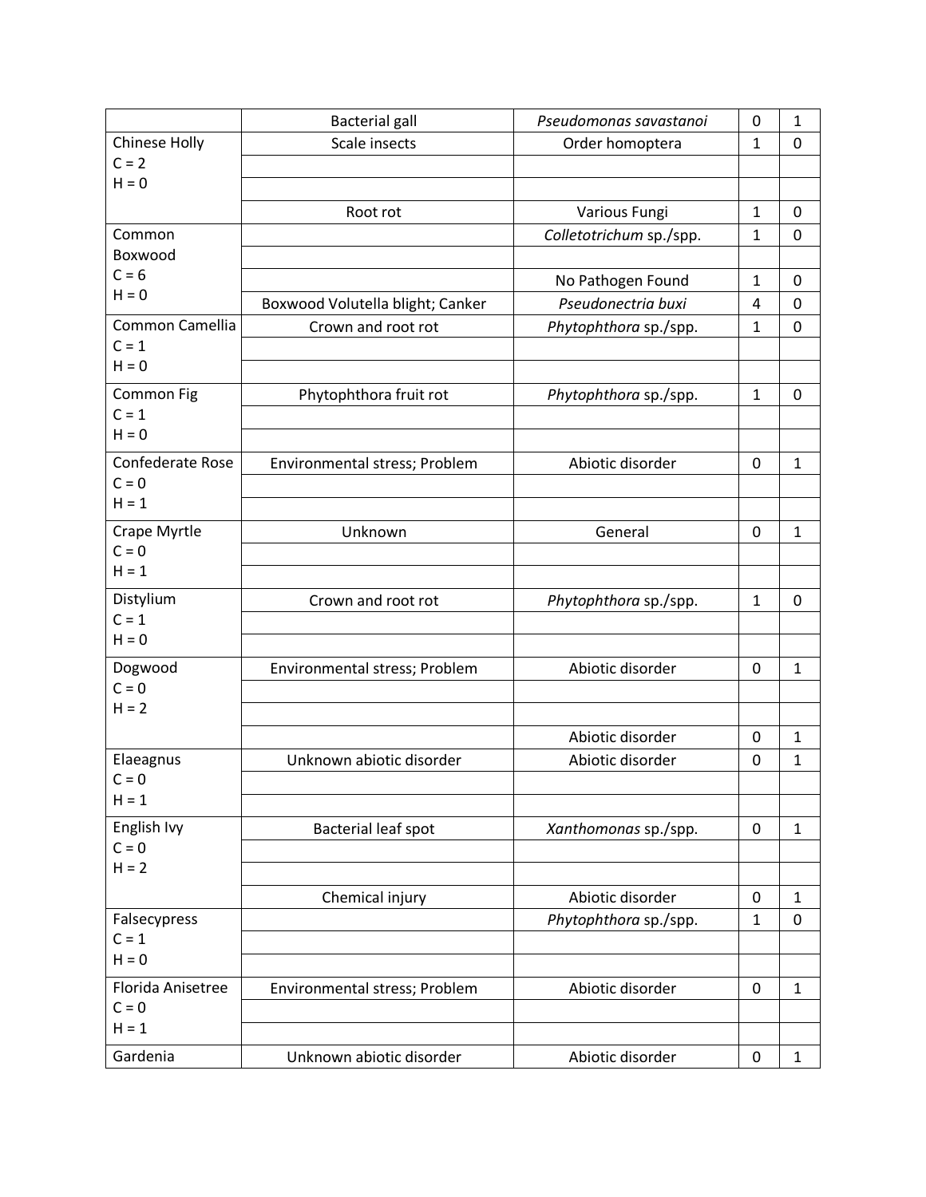| | | | | |
|---|---|---|---|---|
| | Bacterial gall | *Pseudomonas savastanoi* | 0 | 1 |
| Chinese Holly<br>C = 2<br>H = 0 | Scale insects | Order homoptera | 1 | 0 |
| | | | | |
| | | | | |
| | Root rot | Various Fungi | 1 | 0 |
| Common Boxwood<br>C = 6<br>H = 0 | | *Colletotrichum* sp./spp. | 1 | 0 |
| | | | | |
| | | No Pathogen Found | 1 | 0 |
| | Boxwood Volutella blight; Canker | *Pseudonectria buxi* | 4 | 0 |
| Common Camellia<br>C = 1<br>H = 0 | Crown and root rot | *Phytophthora* sp./spp. | 1 | 0 |
| | | | | |
| | | | | |
| Common Fig<br>C = 1<br>H = 0 | Phytophthora fruit rot | *Phytophthora* sp./spp. | 1 | 0 |
| | | | | |
| | | | | |
| Confederate Rose<br>C = 0<br>H = 1 | Environmental stress; Problem | Abiotic disorder | 0 | 1 |
| | | | | |
| | | | | |
| Crape Myrtle<br>C = 0<br>H = 1 | Unknown | General | 0 | 1 |
| | | | | |
| | | | | |
| Distylium<br>C = 1<br>H = 0 | Crown and root rot | *Phytophthora* sp./spp. | 1 | 0 |
| | | | | |
| | | | | |
| Dogwood<br>C = 0<br>H = 2 | Environmental stress; Problem | Abiotic disorder | 0 | 1 |
| | | | | |
| | | | | |
| | | Abiotic disorder | 0 | 1 |
| Elaeagnus<br>C = 0<br>H = 1 | Unknown abiotic disorder | Abiotic disorder | 0 | 1 |
| | | | | |
| | | | | |
| English Ivy<br>C = 0<br>H = 2 | Bacterial leaf spot | *Xanthomonas* sp./spp. | 0 | 1 |
| | | | | |
| | | | | |
| | Chemical injury | Abiotic disorder | 0 | 1 |
| Falsecypress<br>C = 1<br>H = 0 | | *Phytophthora* sp./spp. | 1 | 0 |
| | | | | |
| | | | | |
| Florida Anisetree<br>C = 0<br>H = 1 | Environmental stress; Problem | Abiotic disorder | 0 | 1 |
| | | | | |
| | | | | |
| Gardenia | Unknown abiotic disorder | Abiotic disorder | 0 | 1 |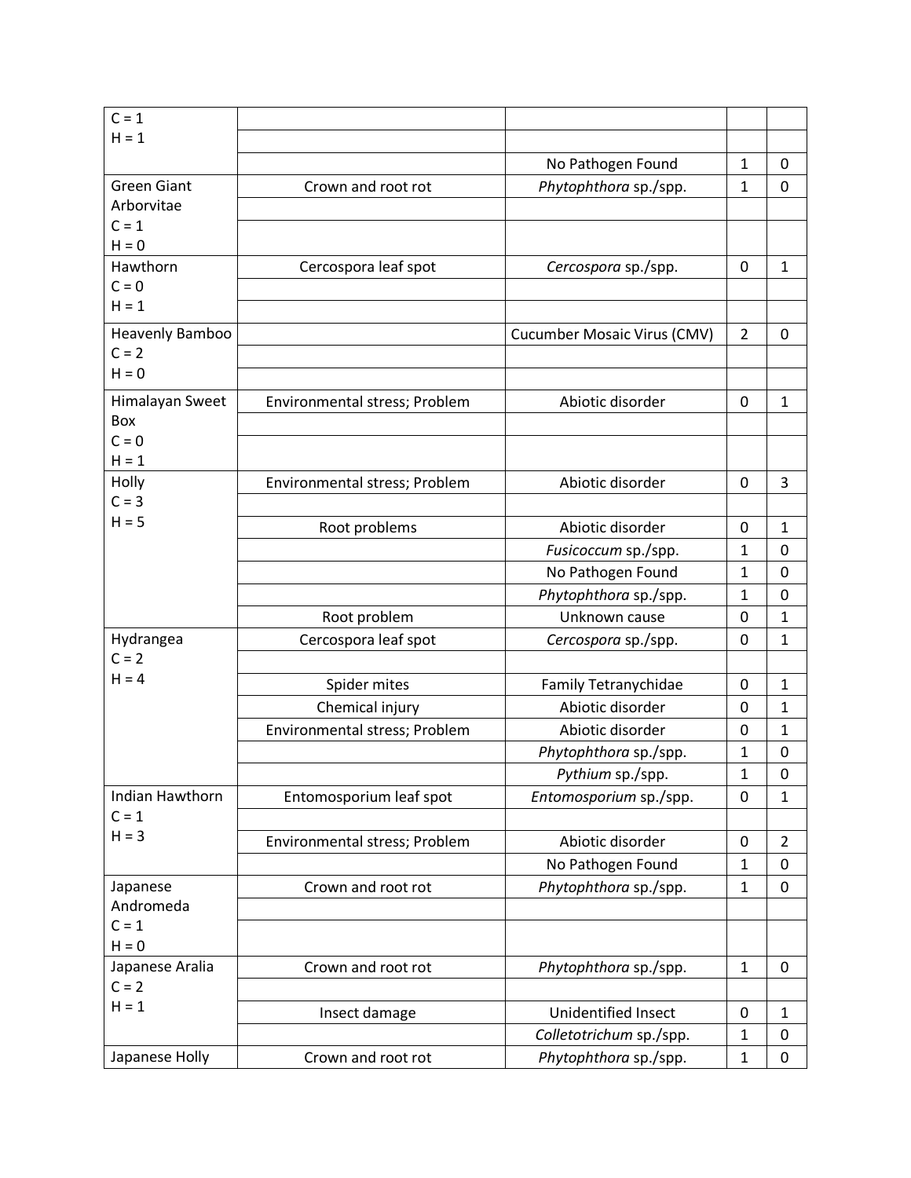| | | | | |
|---|---|---|---|---|
| C = 1<br>H = 1 | | | | |
| | | | | |
| | | No Pathogen Found | 1 | 0 |
| Green Giant Arborvitae<br>C = 1<br>H = 0 | Crown and root rot | *Phytophthora* sp./spp. | 1 | 0 |
| | | | | |
| | | | | |
| Hawthorn<br>C = 0<br>H = 1 | Cercospora leaf spot | *Cercospora* sp./spp. | 0 | 1 |
| | | | | |
| | | | | |
| Heavenly Bamboo<br>C = 2<br>H = 0 | | Cucumber Mosaic Virus (CMV) | 2 | 0 |
| | | | | |
| | | | | |
| Himalayan Sweet Box<br>C = 0<br>H = 1 | Environmental stress; Problem | Abiotic disorder | 0 | 1 |
| | | | | |
| | | | | |
| Holly<br>C = 3<br>H = 5 | Environmental stress; Problem | Abiotic disorder | 0 | 3 |
| | | | | |
| | Root problems | Abiotic disorder | 0 | 1 |
| | | *Fusicoccum* sp./spp. | 1 | 0 |
| | | No Pathogen Found | 1 | 0 |
| | | *Phytophthora* sp./spp. | 1 | 0 |
| | Root problem | Unknown cause | 0 | 1 |
| Hydrangea<br>C = 2<br>H = 4 | Cercospora leaf spot | *Cercospora* sp./spp. | 0 | 1 |
| | | | | |
| | Spider mites | Family Tetranychidae | 0 | 1 |
| | Chemical injury | Abiotic disorder | 0 | 1 |
| | Environmental stress; Problem | Abiotic disorder | 0 | 1 |
| | | *Phytophthora* sp./spp. | 1 | 0 |
| | | *Pythium* sp./spp. | 1 | 0 |
| Indian Hawthorn<br>C = 1<br>H = 3 | Entomosporium leaf spot | *Entomosporium* sp./spp. | 0 | 1 |
| | | | | |
| | Environmental stress; Problem | Abiotic disorder | 0 | 2 |
| | | No Pathogen Found | 1 | 0 |
| Japanese Andromeda<br>C = 1<br>H = 0 | Crown and root rot | *Phytophthora* sp./spp. | 1 | 0 |
| | | | | |
| | | | | |
| Japanese Aralia<br>C = 2<br>H = 1 | Crown and root rot | *Phytophthora* sp./spp. | 1 | 0 |
| | | | | |
| | Insect damage | Unidentified Insect | 0 | 1 |
| | | *Colletotrichum* sp./spp. | 1 | 0 |
| Japanese Holly | Crown and root rot | *Phytophthora* sp./spp. | 1 | 0 |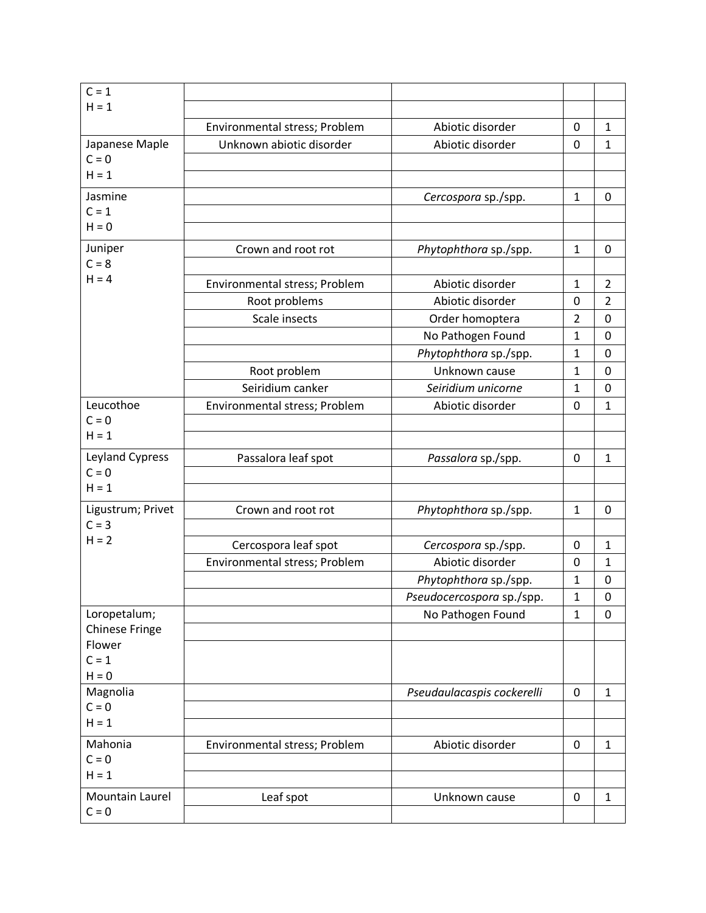| | | | | |
|---|---|---|---|---|
| C = 1<br>H = 1 | | | | |
| | | | | |
| | Environmental stress; Problem | Abiotic disorder | 0 | 1 |
| Japanese Maple<br>C = 0<br>H = 1 | Unknown abiotic disorder | Abiotic disorder | 0 | 1 |
| | | | | |
| | | | | |
| Jasmine<br>C = 1<br>H = 0 | | *Cercospora* sp./spp. | 1 | 0 |
| | | | | |
| | | | | |
| Juniper<br>C = 8<br>H = 4 | Crown and root rot | *Phytophthora* sp./spp. | 1 | 0 |
| | | | | |
| | Environmental stress; Problem | Abiotic disorder | 1 | 2 |
| | Root problems | Abiotic disorder | 0 | 2 |
| | Scale insects | Order homoptera | 2 | 0 |
| | | No Pathogen Found | 1 | 0 |
| | | *Phytophthora* sp./spp. | 1 | 0 |
| | Root problem | Unknown cause | 1 | 0 |
| | Seiridium canker | *Seiridium unicorne* | 1 | 0 |
| Leucothoe<br>C = 0<br>H = 1 | Environmental stress; Problem | Abiotic disorder | 0 | 1 |
| | | | | |
| | | | | |
| Leyland Cypress<br>C = 0<br>H = 1 | Passalora leaf spot | *Passalora* sp./spp. | 0 | 1 |
| | | | | |
| | | | | |
| Ligustrum; Privet<br>C = 3<br>H = 2 | Crown and root rot | *Phytophthora* sp./spp. | 1 | 0 |
| | | | | |
| | Cercospora leaf spot | *Cercospora* sp./spp. | 0 | 1 |
| | Environmental stress; Problem | Abiotic disorder | 0 | 1 |
| | | *Phytophthora* sp./spp. | 1 | 0 |
| | | *Pseudocercospora* sp./spp. | 1 | 0 |
| Loropetalum; Chinese Fringe Flower<br>C = 1<br>H = 0 | | No Pathogen Found | 1 | 0 |
| | | | | |
| | | | | |
| Magnolia<br>C = 0<br>H = 1 | | *Pseudaulacaspis cockerelli* | 0 | 1 |
| | | | | |
| | | | | |
| Mahonia<br>C = 0<br>H = 1 | Environmental stress; Problem | Abiotic disorder | 0 | 1 |
| | | | | |
| | | | | |
| Mountain Laurel<br>C = 0 | Leaf spot | Unknown cause | 0 | 1 |
| | | | | |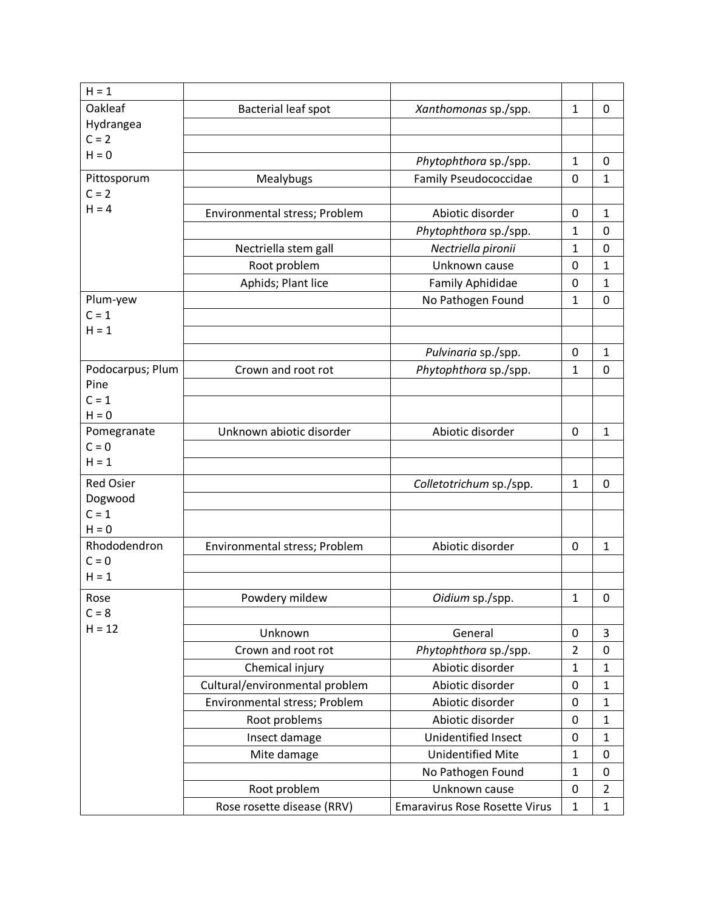| | | | | |
|---|---|---|---|---|
| H = 1 | | | | |
| Oakleaf Hydrangea C = 2 H = 0 | Bacterial leaf spot | *Xanthomonas* sp./spp. | 1 | 0 |
| | | | | |
| | | | | |
| | | *Phytophthora* sp./spp. | 1 | 0 |
| Pittosporum C = 2 H = 4 | Mealybugs | Family Pseudococcidae | 0 | 1 |
| | | | | |
| | Environmental stress; Problem | Abiotic disorder | 0 | 1 |
| | | *Phytophthora* sp./spp. | 1 | 0 |
| | Nectriella stem gall | *Nectriella pironii* | 1 | 0 |
| | Root problem | Unknown cause | 0 | 1 |
| | Aphids; Plant lice | Family Aphididae | 0 | 1 |
| Plum-yew C = 1 H = 1 | | No Pathogen Found | 1 | 0 |
| | | | | |
| | | | | |
| | | *Pulvinaria* sp./spp. | 0 | 1 |
| Podocarpus; Plum Pine C = 1 H = 0 | Crown and root rot | *Phytophthora* sp./spp. | 1 | 0 |
| | | | | |
| | | | | |
| Pomegranate C = 0 H = 1 | Unknown abiotic disorder | Abiotic disorder | 0 | 1 |
| | | | | |
| | | | | |
| Red Osier Dogwood C = 1 H = 0 | | *Colletotrichum* sp./spp. | 1 | 0 |
| | | | | |
| | | | | |
| Rhododendron C = 0 H = 1 | Environmental stress; Problem | Abiotic disorder | 0 | 1 |
| | | | | |
| | | | | |
| Rose C = 8 H = 12 | Powdery mildew | *Oidium* sp./spp. | 1 | 0 |
| | | | | |
| | Unknown | General | 0 | 3 |
| | Crown and root rot | *Phytophthora* sp./spp. | 2 | 0 |
| | Chemical injury | Abiotic disorder | 1 | 1 |
| | Cultural/environmental problem | Abiotic disorder | 0 | 1 |
| | Environmental stress; Problem | Abiotic disorder | 0 | 1 |
| | Root problems | Abiotic disorder | 0 | 1 |
| | Insect damage | Unidentified Insect | 0 | 1 |
| | Mite damage | Unidentified Mite | 1 | 0 |
| | | No Pathogen Found | 1 | 0 |
| | Root problem | Unknown cause | 0 | 2 |
| | Rose rosette disease (RRV) | Emaravirus Rose Rosette Virus | 1 | 1 |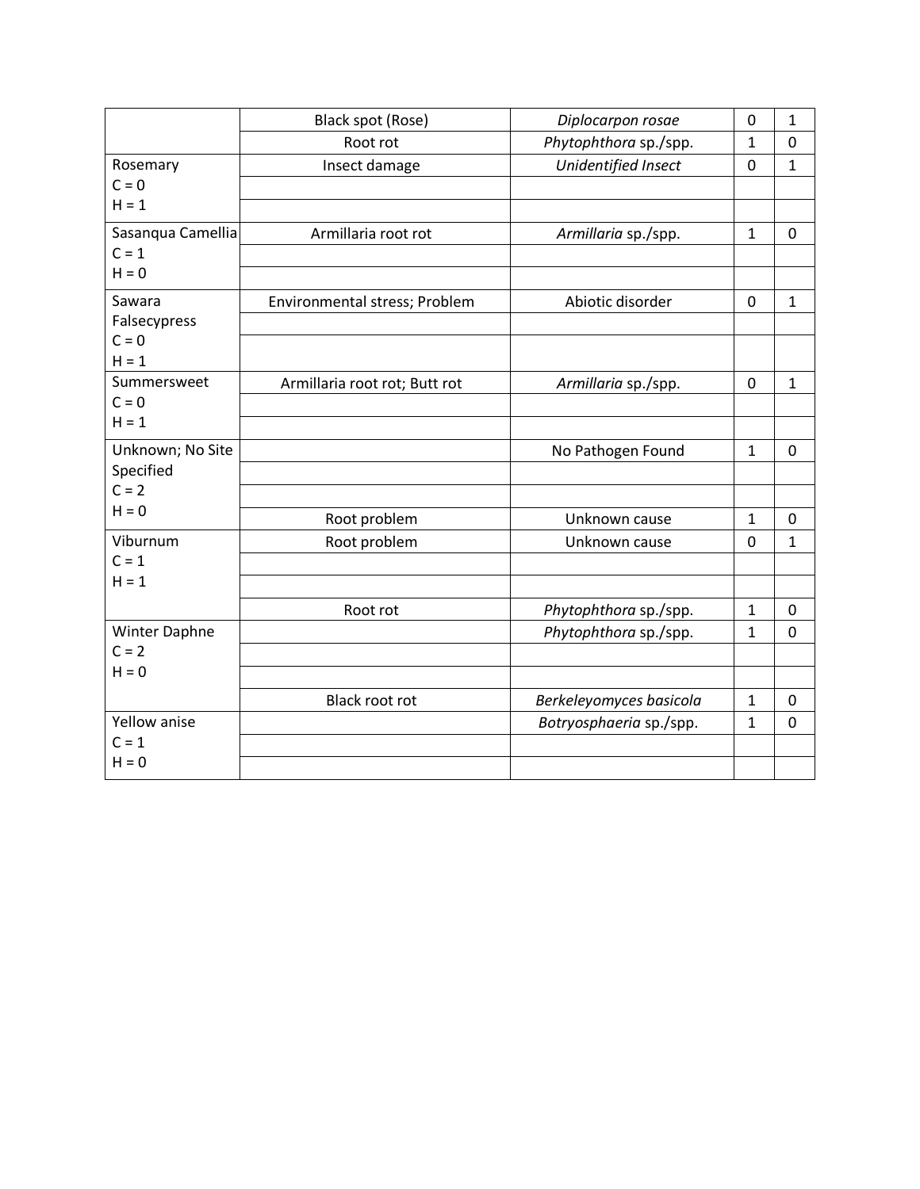| | | | | |
|---|---|---|---|---|
| | Black spot (Rose) | *Diplocarpon rosae* | 0 | 1 |
| | Root rot | *Phytophthora* sp./spp. | 1 | 0 |
| Rosemary C = 0 H = 1 | Insect damage | *Unidentified Insect* | 0 | 1 |
| | | | | |
| | | | | |
| Sasanqua Camellia C = 1 H = 0 | Armillaria root rot | *Armillaria* sp./spp. | 1 | 0 |
| | | | | |
| | | | | |
| Sawara Falsecypress C = 0 H = 1 | Environmental stress; Problem | Abiotic disorder | 0 | 1 |
| | | | | |
| | | | | |
| Summersweet C = 0 H = 1 | Armillaria root rot; Butt rot | *Armillaria* sp./spp. | 0 | 1 |
| | | | | |
| | | | | |
| Unknown; No Site Specified C = 2 H = 0 | | No Pathogen Found | 1 | 0 |
| | | | | |
| | | | | |
| | Root problem | Unknown cause | 1 | 0 |
| Viburnum C = 1 H = 1 | Root problem | Unknown cause | 0 | 1 |
| | | | | |
| | | | | |
| | Root rot | *Phytophthora* sp./spp. | 1 | 0 |
| Winter Daphne C = 2 H = 0 | | *Phytophthora* sp./spp. | 1 | 0 |
| | | | | |
| | | | | |
| | Black root rot | *Berkeleyomyces basicola* | 1 | 0 |
| Yellow anise C = 1 H = 0 | | *Botryosphaeria* sp./spp. | 1 | 0 |
| | | | | |
| | | | | |